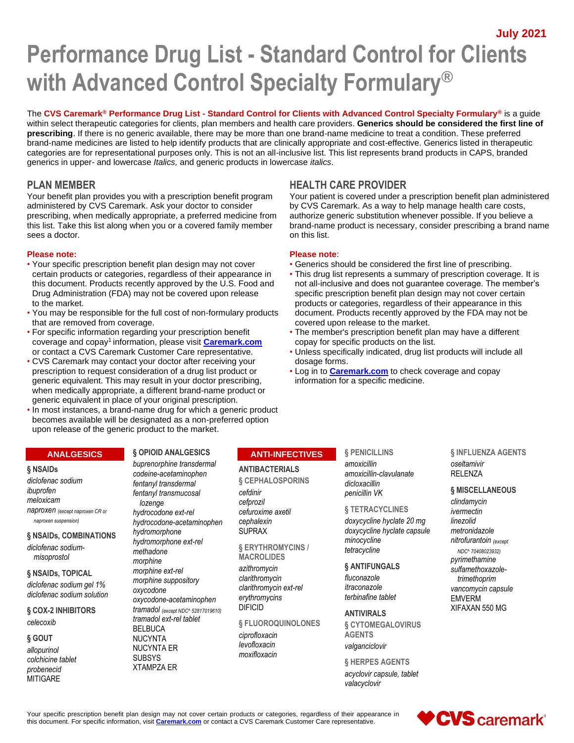July 2021

# Performance Drug List - Standard Control for Clients with Advanced Control Specialty Formulary®

The **CVS Caremark® Performance Drug List - Standard Control for Clients with Advanced Control Specialty Formulary®** is a guide within select therapeutic categories for clients, plan members and health care providers. **Generics should be considered the first line of prescribing**. If there is no generic available, there may be more than one brand-name medicine to treat a condition. These preferred brand-name medicines are listed to help identify products that are clinically appropriate and cost-effective. Generics listed in therapeutic categories are for representational purposes only. This is not an all-inclusive list. This list represents brand products in CAPS, branded generics in upper- and lowercase *Italics,* and generic products in lowercase *italics*.

## PLAN MEMBER

Your benefit plan provides you with a prescription benefit program administered by CVS Caremark. Ask your doctor to consider prescribing, when medically appropriate, a preferred medicine from this list. Take this list along when you or a covered family member sees a doctor.

**Please note:**

- Your specific prescription benefit plan design may not cover certain products or categories, regardless of their appearance in this document. Products recently approved by the U.S. Food and Drug Administration (FDA) may not be covered upon release to the market.
- You may be responsible for the full cost of non-formulary products that are removed from coverage.
- For specific information regarding your prescription benefit coverage and copay[1] information, please visit **Caremark.com** or contact a CVS Caremark Customer Care representative.
- CVS Caremark may contact your doctor after receiving your prescription to request consideration of a drug list product or generic equivalent. This may result in your doctor prescribing, when medically appropriate, a different brand-name product or generic equivalent in place of your original prescription.
- In most instances, a brand-name drug for which a generic product becomes available will be designated as a non-preferred option upon release of the generic product to the market.

## HEALTH CARE PROVIDER

Your patient is covered under a prescription benefit plan administered by CVS Caremark. As a way to help manage health care costs, authorize generic substitution whenever possible. If you believe a brand-name product is necessary, consider prescribing a brand name on this list.

**Please note**:

- Generics should be considered the first line of prescribing.
- This drug list represents a summary of prescription coverage. It is not all-inclusive and does not guarantee coverage. The member's specific prescription benefit plan design may not cover certain products or categories, regardless of their appearance in this document. Products recently approved by the FDA may not be covered upon release to the market.
- The member's prescription benefit plan may have a different copay for specific products on the list.
- Unless specifically indicated, drug list products will include all dosage forms.
- Log in to **Caremark.com** to check coverage and copay information for a specific medicine.

## ANALGESICS

### § NSAIDs
*diclofenac sodium*
*ibuprofen*
*meloxicam*
*naproxen* (except naproxen CR or naproxen suspension)

### § NSAIDs, COMBINATIONS
*diclofenac sodium-misoprostol*

### § NSAIDs, TOPICAL
*diclofenac sodium gel 1%*
*diclofenac sodium solution*

### § COX-2 INHIBITORS
*celecoxib*

### § GOUT
*allopurinol*
*colchicine tablet*
*probenecid*
MITIGARE

### § OPIOID ANALGESICS
*buprenorphine transdermal*
*codeine-acetaminophen*
*fentanyl transdermal*
*fentanyl transmucosal lozenge*
*hydrocodone ext-rel*
*hydrocodone-acetaminophen*
*hydromorphone*
*hydromorphone ext-rel*
*methadone*
*morphine*
*morphine ext-rel*
*morphine suppository*
*oxycodone*
*oxycodone-acetaminophen*
*tramadol* (except NDC^ 52817019610)
*tramadol ext-rel tablet*
BELBUCA
NUCYNTA
NUCYNTA ER
SUBSYS
XTAMPZA ER

## ANTI-INFECTIVES

### ANTIBACTERIALS

### § CEPHALOSPORINS
*cefdinir*
*cefprozil*
*cefuroxime axetil*
*cephalexin*
SUPRAX

### § ERYTHROMYCINS / MACROLIDES
*azithromycin*
*clarithromycin*
*clarithromycin ext-rel*
*erythromycins*
DIFICID

### § FLUOROQUINOLONES
*ciprofloxacin*
*levofloxacin*
*moxifloxacin*

### § PENICILLINS
*amoxicillin*
*amoxicillin-clavulanate*
*dicloxacillin*
*penicillin VK*

### § TETRACYCLINES
*doxycycline hyclate 20 mg*
*doxycycline hyclate capsule*
*minocycline*
*tetracycline*

### § ANTIFUNGALS
*fluconazole*
*itraconazole*
*terbinafine tablet*

### ANTIVIRALS

### § CYTOMEGALOVIRUS AGENTS
*valganciclovir*

### § HERPES AGENTS
*acyclovir capsule, tablet*
*valacyclovir*

### § INFLUENZA AGENTS
*oseltamivir*
RELENZA

### § MISCELLANEOUS
*clindamycin*
*ivermectin*
*linezolid*
*metronidazole*
*nitrofurantoin* (except NDC^ 70408023932)
*pyrimethamine*
*sulfamethoxazole-trimethoprim*
*vancomycin capsule*
EMVERM
XIFAXAN 550 MG

Your specific prescription benefit plan design may not cover certain products or categories, regardless of their appearance in this document. For specific information, visit **Caremark.com** or contact a CVS Caremark Customer Care representative.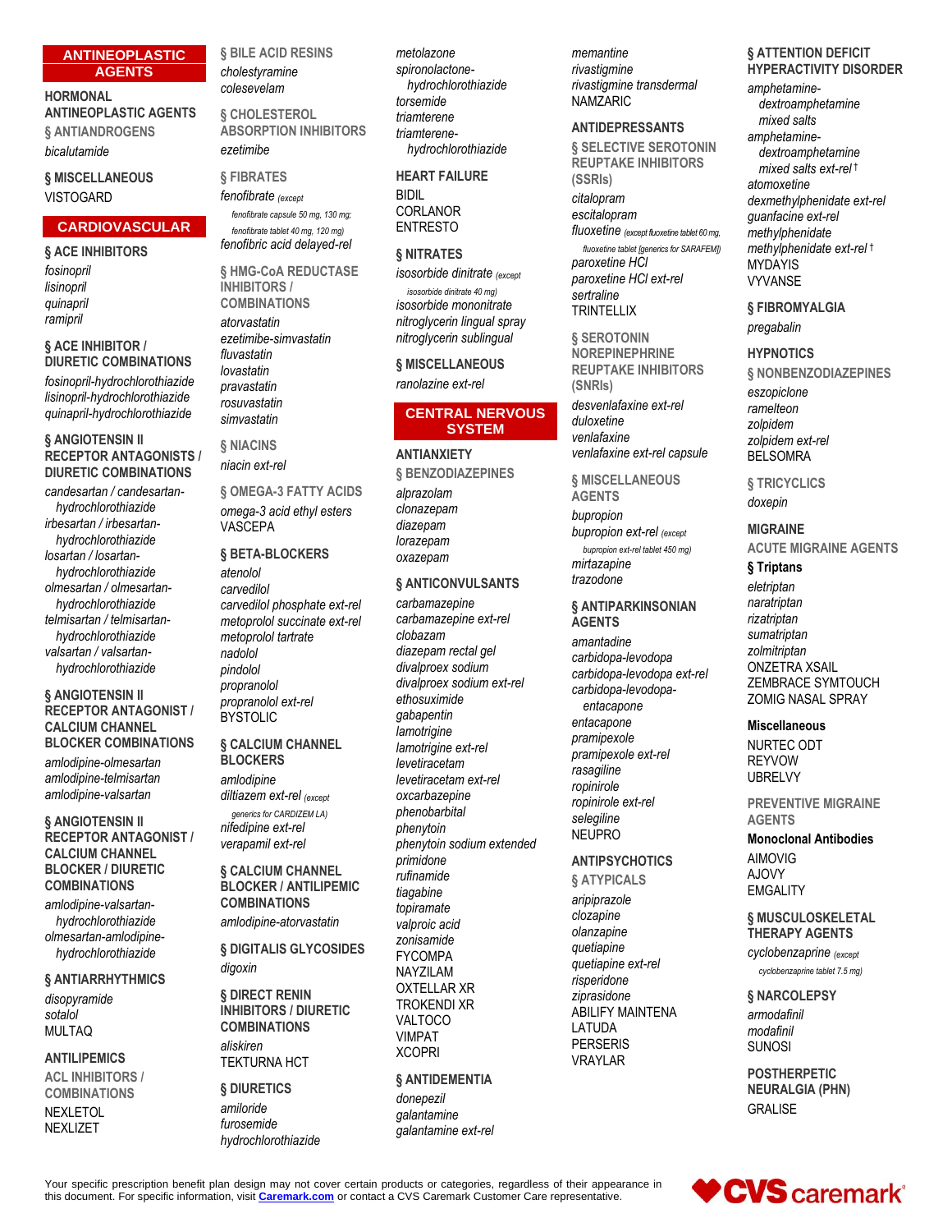## ANTINEOPLASTIC AGENTS

### HORMONAL ANTINEOPLASTIC AGENTS

**§ ANTIANDROGENS**

*bicalutamide*

**§ MISCELLANEOUS**

VISTOGARD

## CARDIOVASCULAR

**§ ACE INHIBITORS**

*fosinopril*
*lisinopril*
*quinapril*
*ramipril*

**§ ACE INHIBITOR / DIURETIC COMBINATIONS**

*fosinopril-hydrochlorothiazide*
*lisinopril-hydrochlorothiazide*
*quinapril-hydrochlorothiazide*

**§ ANGIOTENSIN II RECEPTOR ANTAGONISTS / DIURETIC COMBINATIONS**

*candesartan / candesartan-hydrochlorothiazide*
*irbesartan / irbesartan-hydrochlorothiazide*
*losartan / losartan-hydrochlorothiazide*
*olmesartan / olmesartan-hydrochlorothiazide*
*telmisartan / telmisartan-hydrochlorothiazide*
*valsartan / valsartan-hydrochlorothiazide*

**§ ANGIOTENSIN II RECEPTOR ANTAGONIST / CALCIUM CHANNEL BLOCKER COMBINATIONS**

*amlodipine-olmesartan*
*amlodipine-telmisartan*
*amlodipine-valsartan*

**§ ANGIOTENSIN II RECEPTOR ANTAGONIST / CALCIUM CHANNEL BLOCKER / DIURETIC COMBINATIONS**

*amlodipine-valsartan-hydrochlorothiazide*
*olmesartan-amlodipine-hydrochlorothiazide*

**§ ANTIARRHYTHMICS**

*disopyramide*
*sotalol*
MULTAQ

### ANTILIPEMICS

**ACL INHIBITORS / COMBINATIONS**

NEXLETOL
NEXLIZET

**§ BILE ACID RESINS**

*cholestyramine*
*colesevelam*

**§ CHOLESTEROL ABSORPTION INHIBITORS**

*ezetimibe*

**§ FIBRATES**

*fenofibrate* (except fenofibrate capsule 50 mg, 130 mg; fenofibrate tablet 40 mg, 120 mg)
*fenofibric acid delayed-rel*

**§ HMG-CoA REDUCTASE INHIBITORS / COMBINATIONS**

*atorvastatin*
*ezetimibe-simvastatin*
*fluvastatin*
*lovastatin*
*pravastatin*
*rosuvastatin*
*simvastatin*

**§ NIACINS**

*niacin ext-rel*

**§ OMEGA-3 FATTY ACIDS**

*omega-3 acid ethyl esters*
VASCEPA

**§ BETA-BLOCKERS**

*atenolol*
*carvedilol*
*carvedilol phosphate ext-rel*
*metoprolol succinate ext-rel*
*metoprolol tartrate*
*nadolol*
*pindolol*
*propranolol*
*propranolol ext-rel*
BYSTOLIC

**§ CALCIUM CHANNEL BLOCKERS**

*amlodipine*
*diltiazem ext-rel* (except generics for CARDIZEM LA)
*nifedipine ext-rel*
*verapamil ext-rel*

**§ CALCIUM CHANNEL BLOCKER / ANTILIPEMIC COMBINATIONS**

*amlodipine-atorvastatin*

**§ DIGITALIS GLYCOSIDES**

*digoxin*

**§ DIRECT RENIN INHIBITORS / DIURETIC COMBINATIONS**

*aliskiren*
TEKTURNA HCT

**§ DIURETICS**

*amiloride*
*furosemide*
*hydrochlorothiazide*
*metolazone*
*spironolactone-hydrochlorothiazide*
*torsemide*
*triamterene*
*triamterene-hydrochlorothiazide*

### HEART FAILURE

BIDIL
CORLANOR
ENTRESTO

**§ NITRATES**

*isosorbide dinitrate* (except isosorbide dinitrate 40 mg)
*isosorbide mononitrate*
*nitroglycerin lingual spray*
*nitroglycerin sublingual*

**§ MISCELLANEOUS**

*ranolazine ext-rel*

## CENTRAL NERVOUS SYSTEM

### ANTIANXIETY

**§ BENZODIAZEPINES**

*alprazolam*
*clonazepam*
*diazepam*
*lorazepam*
*oxazepam*

**§ ANTICONVULSANTS**

*carbamazepine*
*carbamazepine ext-rel*
*clobazam*
*diazepam rectal gel*
*divalproex sodium*
*divalproex sodium ext-rel*
*ethosuximide*
*gabapentin*
*lamotrigine*
*lamotrigine ext-rel*
*levetiracetam*
*levetiracetam ext-rel*
*oxcarbazepine*
*phenobarbital*
*phenytoin*
*phenytoin sodium extended*
*primidone*
*rufinamide*
*tiagabine*
*topiramate*
*valproic acid*
*zonisamide*
FYCOMPA
NAYZILAM
OXTELLAR XR
TROKENDI XR
VALTOCO
VIMPAT
XCOPRI

**§ ANTIDEMENTIA**

*donepezil*
*galantamine*
*galantamine ext-rel*
*memantine*
*rivastigmine*
*rivastigmine transdermal*
NAMZARIC

### ANTIDEPRESSANTS

**§ SELECTIVE SEROTONIN REUPTAKE INHIBITORS (SSRIs)**

*citalopram*
*escitalopram*
*fluoxetine* (except fluoxetine tablet 60 mg, fluoxetine tablet [generics for SARAFEM])
*paroxetine HCl*
*paroxetine HCl ext-rel*
*sertraline*
TRINTELLIX

**§ SEROTONIN NOREPINEPHRINE REUPTAKE INHIBITORS (SNRIs)**

*desvenlafaxine ext-rel*
*duloxetine*
*venlafaxine*
*venlafaxine ext-rel capsule*

**§ MISCELLANEOUS AGENTS**

*bupropion*
*bupropion ext-rel* (except bupropion ext-rel tablet 450 mg)
*mirtazapine*
*trazodone*

**§ ANTIPARKINSONIAN AGENTS**

*amantadine*
*carbidopa-levodopa*
*carbidopa-levodopa ext-rel*
*carbidopa-levodopa-entacapone*
*entacapone*
*pramipexole*
*pramipexole ext-rel*
*rasagiline*
*ropinirole*
*ropinirole ext-rel*
*selegiline*
NEUPRO

### ANTIPSYCHOTICS

**§ ATYPICALS**

*aripiprazole*
*clozapine*
*olanzapine*
*quetiapine*
*quetiapine ext-rel*
*risperidone*
*ziprasidone*
ABILIFY MAINTENA
LATUDA
PERSERIS
VRAYLAR

**§ ATTENTION DEFICIT HYPERACTIVITY DISORDER**

*amphetamine-dextroamphetamine mixed salts*
*amphetamine-dextroamphetamine mixed salts ext-rel* †
*atomoxetine*
*dexmethylphenidate ext-rel*
*guanfacine ext-rel*
*methylphenidate*
*methylphenidate ext-rel* †
MYDAYIS
VYVANSE

**§ FIBROMYALGIA**

*pregabalin*

### HYPNOTICS

**§ NONBENZODIAZEPINES**

*eszopiclone*
*ramelteon*
*zolpidem*
*zolpidem ext-rel*
BELSOMRA

**§ TRICYCLICS**

*doxepin*

### MIGRAINE

**ACUTE MIGRAINE AGENTS**

**§ Triptans**

*eletriptan*
*naratriptan*
*rizatriptan*
*sumatriptan*
*zolmitriptan*
ONZETRA XSAIL
ZEMBRACE SYMTOUCH
ZOMIG NASAL SPRAY

**Miscellaneous**

NURTEC ODT
REYVOW
UBRELVY

**PREVENTIVE MIGRAINE AGENTS**

**Monoclonal Antibodies**

AIMOVIG
AJOVY
EMGALITY

**§ MUSCULOSKELETAL THERAPY AGENTS**

*cyclobenzaprine* (except cyclobenzaprine tablet 7.5 mg)

**§ NARCOLEPSY**

*armodafinil*
*modafinil*
SUNOSI

### POSTHERPETIC NEURALGIA (PHN)

GRALISE

Your specific prescription benefit plan design may not cover certain products or categories, regardless of their appearance in this document. For specific information, visit **Caremark.com** or contact a CVS Caremark Customer Care representative.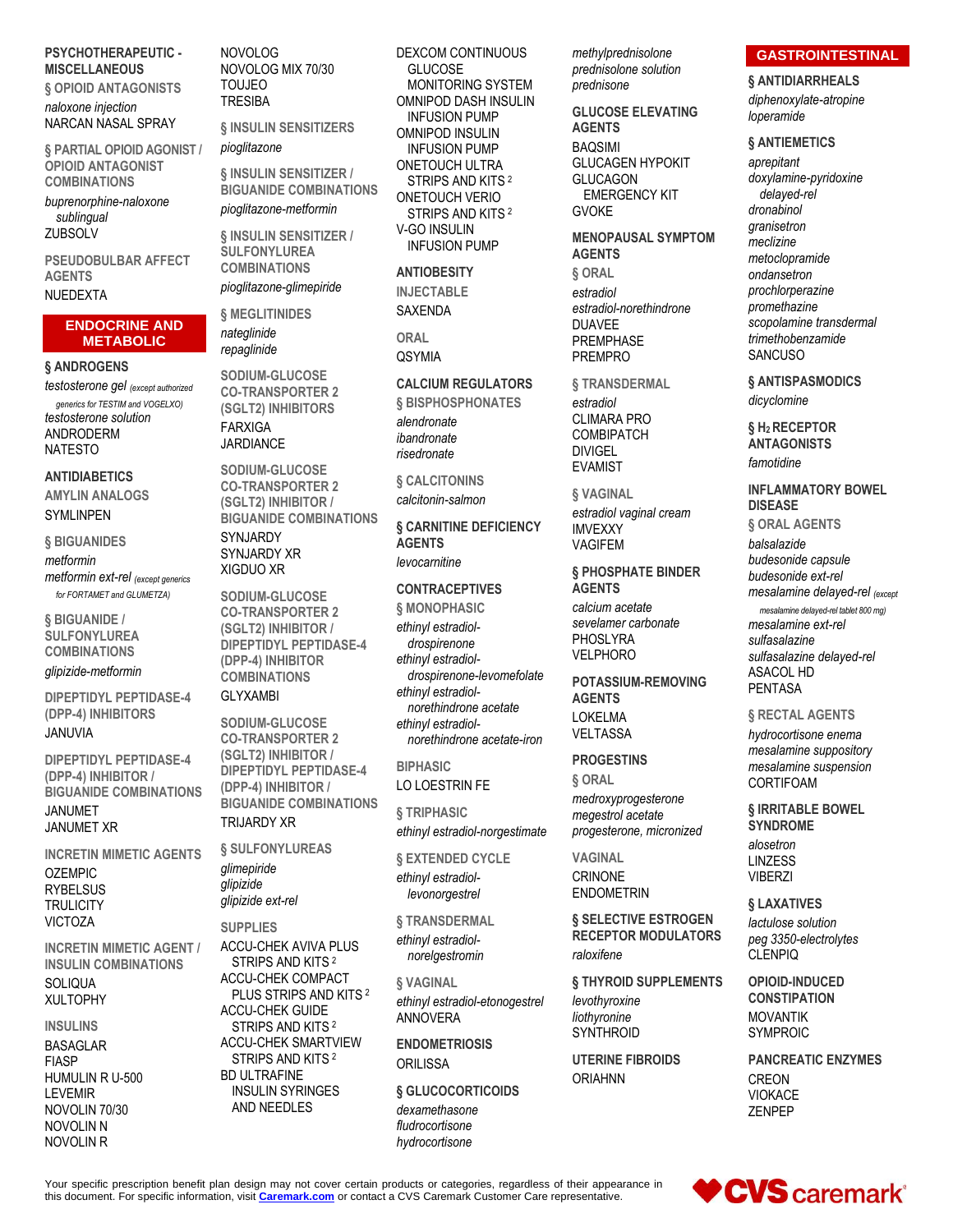**PSYCHOTHERAPEUTIC - MISCELLANEOUS**

**§ OPIOID ANTAGONISTS**

*naloxone injection*
NARCAN NASAL SPRAY

**§ PARTIAL OPIOID AGONIST / OPIOID ANTAGONIST COMBINATIONS**

*buprenorphine-naloxone sublingual*
ZUBSOLV

**PSEUDOBULBAR AFFECT AGENTS**

NUEDEXTA

## ENDOCRINE AND METABOLIC

**§ ANDROGENS**

*testosterone gel* *(except authorized generics for TESTIM and VOGELXO)*
*testosterone solution*
ANDRODERM
NATESTO

**ANTIDIABETICS**

**AMYLIN ANALOGS**

SYMLINPEN

**§ BIGUANIDES**

*metformin*
*metformin ext-rel* *(except generics for FORTAMET and GLUMETZA)*

**§ BIGUANIDE / SULFONYLUREA COMBINATIONS**

*glipizide-metformin*

**DIPEPTIDYL PEPTIDASE-4 (DPP-4) INHIBITORS**

JANUVIA

**DIPEPTIDYL PEPTIDASE-4 (DPP-4) INHIBITOR / BIGUANIDE COMBINATIONS**

JANUMET
JANUMET XR

**INCRETIN MIMETIC AGENTS**

OZEMPIC
RYBELSUS
TRULICITY
VICTOZA

**INCRETIN MIMETIC AGENT / INSULIN COMBINATIONS**

SOLIQUA
XULTOPHY

**INSULINS**

BASAGLAR
FIASP
HUMULIN R U-500
LEVEMIR
NOVOLIN 70/30
NOVOLIN N
NOVOLIN R
NOVOLOG
NOVOLOG MIX 70/30
TOUJEO
TRESIBA

**§ INSULIN SENSITIZERS**

*pioglitazone*

**§ INSULIN SENSITIZER / BIGUANIDE COMBINATIONS**

*pioglitazone-metformin*

**§ INSULIN SENSITIZER / SULFONYLUREA COMBINATIONS**

*pioglitazone-glimepiride*

**§ MEGLITINIDES**

*nateglinide*
*repaglinide*

**SODIUM-GLUCOSE CO-TRANSPORTER 2 (SGLT2) INHIBITORS**

FARXIGA
JARDIANCE

**SODIUM-GLUCOSE CO-TRANSPORTER 2 (SGLT2) INHIBITOR / BIGUANIDE COMBINATIONS**

SYNJARDY
SYNJARDY XR
XIGDUO XR

**SODIUM-GLUCOSE CO-TRANSPORTER 2 (SGLT2) INHIBITOR / DIPEPTIDYL PEPTIDASE-4 (DPP-4) INHIBITOR COMBINATIONS**

GLYXAMBI

**SODIUM-GLUCOSE CO-TRANSPORTER 2 (SGLT2) INHIBITOR / DIPEPTIDYL PEPTIDASE-4 (DPP-4) INHIBITOR / BIGUANIDE COMBINATIONS**

TRIJARDY XR

**§ SULFONYLUREAS**

*glimepiride*
*glipizide*
*glipizide ext-rel*

**SUPPLIES**

ACCU-CHEK AVIVA PLUS STRIPS AND KITS [2]
ACCU-CHEK COMPACT PLUS STRIPS AND KITS [2]
ACCU-CHEK GUIDE STRIPS AND KITS [2]
ACCU-CHEK SMARTVIEW STRIPS AND KITS [2]
BD ULTRAFINE INSULIN SYRINGES AND NEEDLES
DEXCOM CONTINUOUS GLUCOSE MONITORING SYSTEM
OMNIPOD DASH INSULIN INFUSION PUMP
OMNIPOD INSULIN INFUSION PUMP
ONETOUCH ULTRA STRIPS AND KITS [2]
ONETOUCH VERIO STRIPS AND KITS [2]
V-GO INSULIN INFUSION PUMP

**ANTIOBESITY**

**INJECTABLE**

SAXENDA

**ORAL**

QSYMIA

**CALCIUM REGULATORS**

**§ BISPHOSPHONATES**

*alendronate*
*ibandronate*
*risedronate*

**§ CALCITONINS**

*calcitonin-salmon*

**§ CARNITINE DEFICIENCY AGENTS**

*levocarnitine*

**CONTRACEPTIVES**

**§ MONOPHASIC**

*ethinyl estradiol-drospirenone*
*ethinyl estradiol-drospirenone-levomefolate*
*ethinyl estradiol-norethindrone acetate*
*ethinyl estradiol-norethindrone acetate-iron*

**BIPHASIC**

LO LOESTRIN FE

**§ TRIPHASIC**

*ethinyl estradiol-norgestimate*

**§ EXTENDED CYCLE**

*ethinyl estradiol-levonorgestrel*

**§ TRANSDERMAL**

*ethinyl estradiol-norelgestromin*

**§ VAGINAL**

*ethinyl estradiol-etonogestrel*
ANNOVERA

**ENDOMETRIOSIS**

ORILISSA

**§ GLUCOCORTICOIDS**

*dexamethasone*
*fludrocortisone*
*hydrocortisone*
*methylprednisolone*
*prednisolone solution*
*prednisone*

**GLUCOSE ELEVATING AGENTS**

BAQSIMI
GLUCAGEN HYPOKIT
GLUCAGON EMERGENCY KIT
GVOKE

**MENOPAUSAL SYMPTOM AGENTS**

**§ ORAL**

*estradiol*
*estradiol-norethindrone*
DUAVEE
PREMPHASE
PREMPRO

**§ TRANSDERMAL**

*estradiol*
CLIMARA PRO
COMBIPATCH
DIVIGEL
EVAMIST

**§ VAGINAL**

*estradiol vaginal cream*
IMVEXXY
VAGIFEM

**§ PHOSPHATE BINDER AGENTS**

*calcium acetate*
*sevelamer carbonate*
PHOSLYRA
VELPHORO

**POTASSIUM-REMOVING AGENTS**

LOKELMA
VELTASSA

**PROGESTINS**

**§ ORAL**

*medroxyprogesterone*
*megestrol acetate*
*progesterone, micronized*

**VAGINAL**

CRINONE
ENDOMETRIN

**§ SELECTIVE ESTROGEN RECEPTOR MODULATORS**

*raloxifene*

**§ THYROID SUPPLEMENTS**

*levothyroxine*
*liothyronine*
SYNTHROID

**UTERINE FIBROIDS**

ORIAHNN

## GASTROINTESTINAL

**§ ANTIDIARRHEALS**

*diphenoxylate-atropine*
*loperamide*

**§ ANTIEMETICS**

*aprepitant*
*doxylamine-pyridoxine delayed-rel*
*dronabinol*
*granisetron*
*meclizine*
*metoclopramide*
*ondansetron*
*prochlorperazine*
*promethazine*
*scopolamine transdermal*
*trimethobenzamide*
SANCUSO

**§ ANTISPASMODICS**

*dicyclomine*

**§ $H_2$ RECEPTOR ANTAGONISTS**

*famotidine*

**INFLAMMATORY BOWEL DISEASE**

**§ ORAL AGENTS**

*balsalazide*
*budesonide capsule*
*budesonide ext-rel*
*mesalamine delayed-rel* *(except mesalamine delayed-rel tablet 800 mg)*
*mesalamine ext-rel*
*sulfasalazine*
*sulfasalazine delayed-rel*
ASACOL HD
PENTASA

**§ RECTAL AGENTS**

*hydrocortisone enema*
*mesalamine suppository*
*mesalamine suspension*
CORTIFOAM

**§ IRRITABLE BOWEL SYNDROME**

*alosetron*
LINZESS
VIBERZI

**§ LAXATIVES**

*lactulose solution*
*peg 3350-electrolytes*
CLENPIQ

**OPIOID-INDUCED CONSTIPATION**

MOVANTIK
SYMPROIC

**PANCREATIC ENZYMES**

CREON
VIOKACE
ZENPEP

Your specific prescription benefit plan design may not cover certain products or categories, regardless of their appearance in this document. For specific information, visit **Caremark.com** or contact a CVS Caremark Customer Care representative.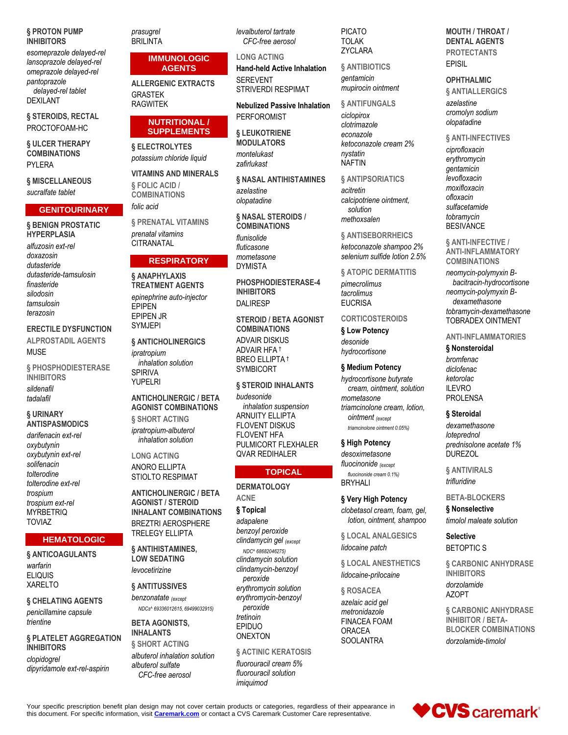§ PROTON PUMP INHIBITORS

*esomeprazole delayed-rel*
*lansoprazole delayed-rel*
*omeprazole delayed-rel*
*pantoprazole delayed-rel tablet*
DEXILANT

§ STEROIDS, RECTAL

PROCTOFOAM-HC

§ ULCER THERAPY COMBINATIONS

PYLERA

§ MISCELLANEOUS

*sucralfate tablet*

## GENITOURINARY

§ BENIGN PROSTATIC HYPERPLASIA

*alfuzosin ext-rel*
*doxazosin*
*dutasteride*
*dutasteride-tamsulosin*
*finasteride*
*silodosin*
*tamsulosin*
*terazosin*

ERECTILE DYSFUNCTION

ALPROSTADIL AGENTS

MUSE

§ PHOSPHODIESTERASE INHIBITORS

*sildenafil*
*tadalafil*

§ URINARY ANTISPASMODICS

*darifenacin ext-rel*
*oxybutynin*
*oxybutynin ext-rel*
*solifenacin*
*tolterodine*
*tolterodine ext-rel*
*trospium*
*trospium ext-rel*
MYRBETRIQ
TOVIAZ

## HEMATOLOGIC

§ ANTICOAGULANTS

*warfarin*
ELIQUIS
XARELTO

§ CHELATING AGENTS

*penicillamine capsule*
*trientine*

§ PLATELET AGGREGATION INHIBITORS

*clopidogrel*
*dipyridamole ext-rel-aspirin*
*prasugrel*
BRILINTA

## IMMUNOLOGIC AGENTS

ALLERGENIC EXTRACTS

GRASTEK
RAGWITEK

## NUTRITIONAL / SUPPLEMENTS

§ ELECTROLYTES

*potassium chloride liquid*

VITAMINS AND MINERALS

§ FOLIC ACID / COMBINATIONS

*folic acid*

§ PRENATAL VITAMINS

*prenatal vitamins*
CITRANATAL

## RESPIRATORY

§ ANAPHYLAXIS TREATMENT AGENTS

*epinephrine auto-injector*
EPIPEN
EPIPEN JR
SYMJEPI

§ ANTICHOLINERGICS

*ipratropium inhalation solution*
SPIRIVA
YUPELRI

ANTICHOLINERGIC / BETA AGONIST COMBINATIONS

§ SHORT ACTING

*ipratropium-albuterol inhalation solution*

LONG ACTING

ANORO ELLIPTA
STIOLTO RESPIMAT

ANTICHOLINERGIC / BETA AGONIST / STEROID INHALANT COMBINATIONS

BREZTRI AEROSPHERE
TRELEGY ELLIPTA

§ ANTIHISTAMINES, LOW SEDATING

*levocetirizine*

§ ANTITUSSIVES

*benzonatate* (except NDCs^ 69336012615, 69499032915)

BETA AGONISTS, INHALANTS

§ SHORT ACTING

*albuterol inhalation solution*
*albuterol sulfate CFC-free aerosol*
*levalbuterol tartrate CFC-free aerosol*

LONG ACTING

Hand-held Active Inhalation

SEREVENT
STRIVERDI RESPIMAT

Nebulized Passive Inhalation

PERFOROMIST

§ LEUKOTRIENE MODULATORS

*montelukast*
*zafirlukast*

§ NASAL ANTIHISTAMINES

*azelastine*
*olopatadine*

§ NASAL STEROIDS / COMBINATIONS

*flunisolide*
*fluticasone*
*mometasone*
DYMISTA

PHOSPHODIESTERASE-4 INHIBITORS

DALIRESP

STEROID / BETA AGONIST COMBINATIONS

ADVAIR DISKUS
ADVAIR HFA †
BREO ELLIPTA †
SYMBICORT

§ STEROID INHALANTS

*budesonide inhalation suspension*
ARNUITY ELLIPTA
FLOVENT DISKUS
FLOVENT HFA
PULMICORT FLEXHALER
QVAR REDIHALER

## TOPICAL

DERMATOLOGY

ACNE

§ Topical

*adapalene*
*benzoyl peroxide*
*clindamycin gel* (except NDC^ 68682046275)
*clindamycin solution*
*clindamycin-benzoyl peroxide*
*erythromycin solution*
*erythromycin-benzoyl peroxide*
*tretinoin*
EPIDUO
ONEXTON

§ ACTINIC KERATOSIS

*fluorouracil cream 5%*
*fluorouracil solution*
*imiquimod*
PICATO
TOLAK
ZYCLARA

§ ANTIBIOTICS

*gentamicin*
*mupirocin ointment*

§ ANTIFUNGALS

*ciclopirox*
*clotrimazole*
*econazole*
*ketoconazole cream 2%*
*nystatin*
NAFTIN

§ ANTIPSORIATICS

*acitretin*
*calcipotriene ointment, solution*
*methoxsalen*

§ ANTISEBORRHEICS

*ketoconazole shampoo 2%*
*selenium sulfide lotion 2.5%*

§ ATOPIC DERMATITIS

*pimecrolimus*
*tacrolimus*
EUCRISA

CORTICOSTEROIDS

§ Low Potency

*desonide*
*hydrocortisone*

§ Medium Potency

*hydrocortisone butyrate cream, ointment, solution*
*mometasone*
*triamcinolone cream, lotion, ointment* (except triamcinolone ointment 0.05%)

§ High Potency

*desoximetasone*
*fluocinonide* (except fluocinonide cream 0.1%)
BRYHALI

§ Very High Potency

*clobetasol cream, foam, gel, lotion, ointment, shampoo*

§ LOCAL ANALGESICS

*lidocaine patch*

§ LOCAL ANESTHETICS

*lidocaine-prilocaine*

§ ROSACEA

*azelaic acid gel*
*metronidazole*
FINACEA FOAM
ORACEA
SOOLANTRA

MOUTH / THROAT / DENTAL AGENTS

PROTECTANTS

EPISIL

OPHTHALMIC

§ ANTIALLERGICS

*azelastine*
*cromolyn sodium*
*olopatadine*

§ ANTI-INFECTIVES

*ciprofloxacin*
*erythromycin*
*gentamicin*
*levofloxacin*
*moxifloxacin*
*ofloxacin*
*sulfacetamide*
*tobramycin*
BESIVANCE

§ ANTI-INFECTIVE / ANTI-INFLAMMATORY COMBINATIONS

*neomycin-polymyxin B-bacitracin-hydrocortisone*
*neomycin-polymyxin B-dexamethasone*
*tobramycin-dexamethasone*
TOBRADEX OINTMENT

ANTI-INFLAMMATORIES

§ Nonsteroidal

*bromfenac*
*diclofenac*
*ketorolac*
ILEVRO
PROLENSA

§ Steroidal

*dexamethasone*
*loteprednol*
*prednisolone acetate 1%*
DUREZOL

§ ANTIVIRALS

*trifluridine*

BETA-BLOCKERS

§ Nonselective

*timolol maleate solution*

Selective

BETOPTIC S

§ CARBONIC ANHYDRASE INHIBITORS

*dorzolamide*
AZOPT

§ CARBONIC ANHYDRASE INHIBITOR / BETA-BLOCKER COMBINATIONS

*dorzolamide-timolol*

Your specific prescription benefit plan design may not cover certain products or categories, regardless of their appearance in this document. For specific information, visit Caremark.com or contact a CVS Caremark Customer Care representative.

CVS caremark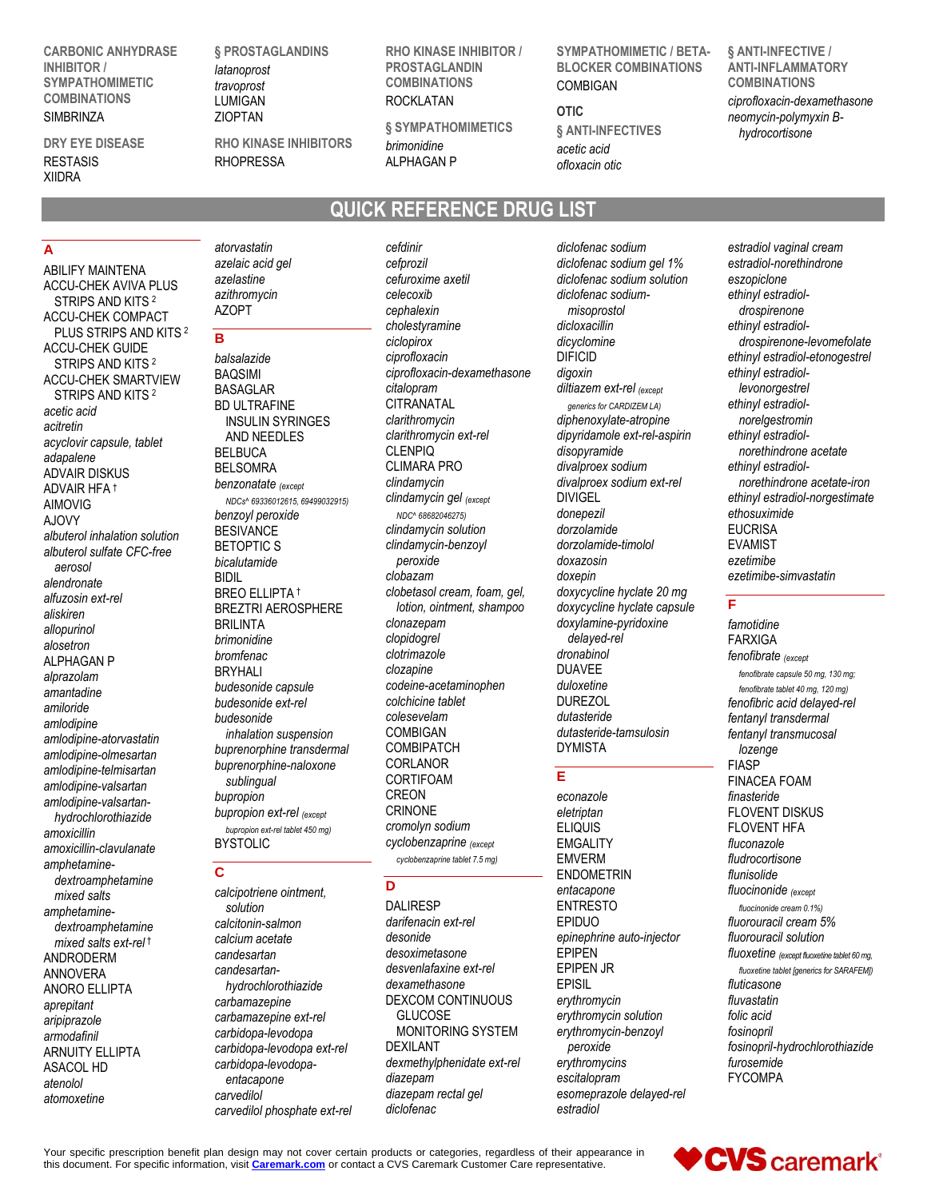**CARBONIC ANHYDRASE INHIBITOR / SYMPATHOMIMETIC COMBINATIONS**
SIMBRINZA

**DRY EYE DISEASE**
RESTASIS
XIIDRA

**§ PROSTAGLANDINS**
*latanoprost*
*travoprost*
LUMIGAN
ZIOPTAN

**RHO KINASE INHIBITORS**
RHOPRESSA

**RHO KINASE INHIBITOR / PROSTAGLANDIN COMBINATIONS**
ROCKLATAN

**§ SYMPATHOMIMETICS**
*brimonidine*
ALPHAGAN P

**SYMPATHOMIMETIC / BETA-BLOCKER COMBINATIONS**
COMBIGAN

**OTIC**

**§ ANTI-INFECTIVES**
*acetic acid*
*ofloxacin otic*

**§ ANTI-INFECTIVE / ANTI-INFLAMMATORY COMBINATIONS**
*ciprofloxacin-dexamethasone*
*neomycin-polymyxin B-hydrocortisone*

# QUICK REFERENCE DRUG LIST

## A

ABILIFY MAINTENA
ACCU-CHEK AVIVA PLUS STRIPS AND KITS [2]
ACCU-CHEK COMPACT PLUS STRIPS AND KITS [2]
ACCU-CHEK GUIDE STRIPS AND KITS [2]
ACCU-CHEK SMARTVIEW STRIPS AND KITS [2]
*acetic acid*
*acitretin*
*acyclovir capsule, tablet*
*adapalene*
ADVAIR DISKUS
ADVAIR HFA †
AIMOVIG
AJOVY
*albuterol inhalation solution*
*albuterol sulfate CFC-free aerosol*
*alendronate*
*alfuzosin ext-rel*
*aliskiren*
*allopurinol*
*alosetron*
ALPHAGAN P
*alprazolam*
*amantadine*
*amiloride*
*amlodipine*
*amlodipine-atorvastatin*
*amlodipine-olmesartan*
*amlodipine-telmisartan*
*amlodipine-valsartan*
*amlodipine-valsartan-hydrochlorothiazide*
*amoxicillin*
*amoxicillin-clavulanate*
*amphetamine-dextroamphetamine mixed salts*
*amphetamine-dextroamphetamine mixed salts ext-rel* †
ANDRODERM
ANNOVERA
ANORO ELLIPTA
*aprepitant*
*aripiprazole*
*armodafinil*
ARNUITY ELLIPTA
ASACOL HD
*atenolol*
*atomoxetine*
*atorvastatin*
*azelaic acid gel*
*azelastine*
*azithromycin*
AZOPT

## B

*balsalazide*
BAQSIMI
BASAGLAR
BD ULTRAFINE INSULIN SYRINGES AND NEEDLES
BELBUCA
BELSOMRA
*benzonatate (except NDCs^ 69336012615, 69499032915)*
*benzoyl peroxide*
BESIVANCE
BETOPTIC S
*bicalutamide*
BIDIL
BREO ELLIPTA †
BREZTRI AEROSPHERE
BRILINTA
*brimonidine*
*bromfenac*
BRYHALI
*budesonide capsule*
*budesonide ext-rel*
*budesonide inhalation suspension*
*buprenorphine transdermal*
*buprenorphine-naloxone sublingual*
*bupropion*
*bupropion ext-rel (except bupropion ext-rel tablet 450 mg)*
BYSTOLIC

## C

*calcipotriene ointment, solution*
*calcitonin-salmon*
*calcium acetate*
*candesartan*
*candesartan-hydrochlorothiazide*
*carbamazepine*
*carbamazepine ext-rel*
*carbidopa-levodopa*
*carbidopa-levodopa ext-rel*
*carbidopa-levodopa-entacapone*
*carvedilol*
*carvedilol phosphate ext-rel*
*cefdinir*
*cefprozil*
*cefuroxime axetil*
*celecoxib*
*cephalexin*
*cholestyramine*
*ciclopirox*
*ciprofloxacin*
*ciprofloxacin-dexamethasone*
*citalopram*
CITRANATAL
*clarithromycin*
*clarithromycin ext-rel*
CLENPIQ
CLIMARA PRO
*clindamycin*
*clindamycin gel (except NDC^ 68682046275)*
*clindamycin solution*
*clindamycin-benzoyl peroxide*
*clobazam*
*clobetasol cream, foam, gel, lotion, ointment, shampoo*
*clonazepam*
*clopidogrel*
*clotrimazole*
*clozapine*
*codeine-acetaminophen*
*colchicine tablet*
*colesevelam*
COMBIGAN
COMBIPATCH
CORLANOR
CORTIFOAM
CREON
CRINONE
*cromolyn sodium*
*cyclobenzaprine (except cyclobenzaprine tablet 7.5 mg)*

## D

DALIRESP
*darifenacin ext-rel*
*desonide*
*desoximetasone*
*desvenlafaxine ext-rel*
*dexamethasone*
DEXCOM CONTINUOUS GLUCOSE MONITORING SYSTEM
DEXILANT
*dexmethylphenidate ext-rel*
*diazepam*
*diazepam rectal gel*
*diclofenac*
*diclofenac sodium*
*diclofenac sodium gel 1%*
*diclofenac sodium solution*
*diclofenac sodium-misoprostol*
*dicloxacillin*
*dicyclomine*
DIFICID
*digoxin*
*diltiazem ext-rel (except generics for CARDIZEM LA)*
*diphenoxylate-atropine*
*dipyridamole ext-rel-aspirin*
*disopyramide*
*divalproex sodium*
*divalproex sodium ext-rel*
DIVIGEL
*donepezil*
*dorzolamide*
*dorzolamide-timolol*
*doxazosin*
*doxepin*
*doxycycline hyclate 20 mg*
*doxycycline hyclate capsule*
*doxylamine-pyridoxine delayed-rel*
*dronabinol*
DUAVEE
*duloxetine*
DUREZOL
*dutasteride*
*dutasteride-tamsulosin*
DYMISTA

## E

*econazole*
*eletriptan*
ELIQUIS
EMGALITY
EMVERM
ENDOMETRIN
*entacapone*
ENTRESTO
EPIDUO
*epinephrine auto-injector*
EPIPEN
EPIPEN JR
EPISIL
*erythromycin*
*erythromycin solution*
*erythromycin-benzoyl peroxide*
*erythromycins*
*escitalopram*
*esomeprazole delayed-rel*
*estradiol*
*estradiol vaginal cream*
*estradiol-norethindrone*
*eszopiclone*
*ethinyl estradiol-drospirenone*
*ethinyl estradiol-drospirenone-levomefolate*
*ethinyl estradiol-etonogestrel*
*ethinyl estradiol-levonorgestrel*
*ethinyl estradiol-norelgestromin*
*ethinyl estradiol-norethindrone acetate*
*ethinyl estradiol-norethindrone acetate-iron*
*ethinyl estradiol-norgestimate*
*ethosuximide*
EUCRISA
EVAMIST
*ezetimibe*
*ezetimibe-simvastatin*

## F

*famotidine*
FARXIGA
*fenofibrate (except fenofibrate capsule 50 mg, 130 mg; fenofibrate tablet 40 mg, 120 mg)*
*fenofibric acid delayed-rel*
*fentanyl transdermal*
*fentanyl transmucosal lozenge*
FIASP
FINACEA FOAM
*finasteride*
FLOVENT DISKUS
FLOVENT HFA
*fluconazole*
*fludrocortisone*
*flunisolide*
*fluocinonide (except fluocinonide cream 0.1%)*
*fluorouracil cream 5%*
*fluorouracil solution*
*fluoxetine (except fluoxetine tablet 60 mg, fluoxetine tablet [generics for SARAFEM])*
*fluticasone*
*fluvastatin*
*folic acid*
*fosinopril*
*fosinopril-hydrochlorothiazide*
*furosemide*
FYCOMPA

Your specific prescription benefit plan design may not cover certain products or categories, regardless of their appearance in this document. For specific information, visit **Caremark.com** or contact a CVS Caremark Customer Care representative.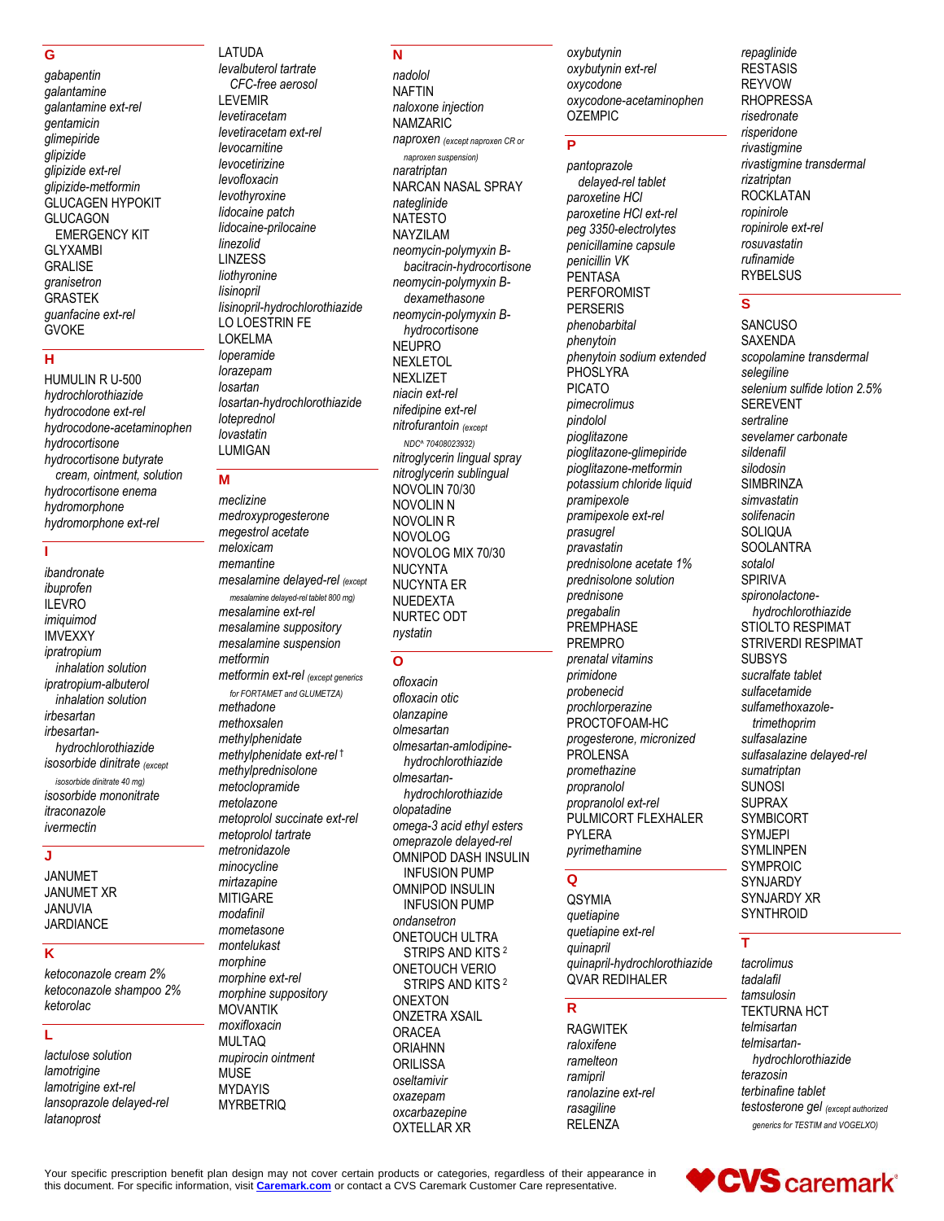## G

*gabapentin*
*galantamine*
*galantamine ext-rel*
*gentamicin*
*glimepiride*
*glipizide*
*glipizide ext-rel*
*glipizide-metformin*
GLUCAGEN HYPOKIT
GLUCAGON EMERGENCY KIT
GLYXAMBI
GRALISE
*granisetron*
GRASTEK
*guanfacine ext-rel*
GVOKE

## H

HUMULIN R U-500
*hydrochlorothiazide*
*hydrocodone ext-rel*
*hydrocodone-acetaminophen*
*hydrocortisone*
*hydrocortisone butyrate cream, ointment, solution*
*hydrocortisone enema*
*hydromorphone*
*hydromorphone ext-rel*

## I

*ibandronate*
*ibuprofen*
ILEVRO
*imiquimod*
IMVEXXY
*ipratropium inhalation solution*
*ipratropium-albuterol inhalation solution*
*irbesartan*
*irbesartan-hydrochlorothiazide*
*isosorbide dinitrate* (except isosorbide dinitrate 40 mg)
*isosorbide mononitrate*
*itraconazole*
*ivermectin*

## J

JANUMET
JANUMET XR
JANUVIA
JARDIANCE

## K

*ketoconazole cream 2%*
*ketoconazole shampoo 2%*
*ketorolac*

## L

*lactulose solution*
*lamotrigine*
*lamotrigine ext-rel*
*lansoprazole delayed-rel*
*latanoprost*
LATUDA
*levalbuterol tartrate CFC-free aerosol*
LEVEMIR
*levetiracetam*
*levetiracetam ext-rel*
*levocarnitine*
*levocetirizine*
*levofloxacin*
*levothyroxine*
*lidocaine patch*
*lidocaine-prilocaine*
*linezolid*
LINZESS
*liothyronine*
*lisinopril*
*lisinopril-hydrochlorothiazide*
LO LOESTRIN FE
LOKELMA
*loperamide*
*lorazepam*
*losartan*
*losartan-hydrochlorothiazide*
*loteprednol*
*lovastatin*
LUMIGAN

## M

*meclizine*
*medroxyprogesterone*
*megestrol acetate*
*meloxicam*
*memantine*
*mesalamine delayed-rel* (except mesalamine delayed-rel tablet 800 mg)
*mesalamine ext-rel*
*mesalamine suppository*
*mesalamine suspension*
*metformin*
*metformin ext-rel* (except generics for FORTAMET and GLUMETZA)
*methadone*
*methoxsalen*
*methylphenidate*
*methylphenidate ext-rel* †
*methylprednisolone*
*metoclopramide*
*metolazone*
*metoprolol succinate ext-rel*
*metoprolol tartrate*
*metronidazole*
*minocycline*
*mirtazapine*
MITIGARE
*modafinil*
*mometasone*
*montelukast*
*morphine*
*morphine ext-rel*
*morphine suppository*
MOVANTIK
*moxifloxacin*
MULTAQ
*mupirocin ointment*
MUSE
MYDAYIS
MYRBETRIQ

## N

*nadolol*
NAFTIN
*naloxone injection*
NAMZARIC
*naproxen* (except naproxen CR or naproxen suspension)
*naratriptan*
NARCAN NASAL SPRAY
*nateglinide*
NATESTO
NAYZILAM
*neomycin-polymyxin B-bacitracin-hydrocortisone*
*neomycin-polymyxin B-dexamethasone*
*neomycin-polymyxin B-hydrocortisone*
NEUPRO
NEXLETOL
NEXLIZET
*niacin ext-rel*
*nifedipine ext-rel*
*nitrofurantoin* (except NDC^ 70408023932)
*nitroglycerin lingual spray*
*nitroglycerin sublingual*
NOVOLIN 70/30
NOVOLIN N
NOVOLIN R
NOVOLOG
NOVOLOG MIX 70/30
NUCYNTA
NUCYNTA ER
NUEDEXTA
NURTEC ODT
*nystatin*

## O

*ofloxacin*
*ofloxacin otic*
*olanzapine*
*olmesartan*
*olmesartan-amlodipine-hydrochlorothiazide*
*olmesartan-hydrochlorothiazide*
*olopatadine*
*omega-3 acid ethyl esters*
*omeprazole delayed-rel*
OMNIPOD DASH INSULIN INFUSION PUMP
OMNIPOD INSULIN INFUSION PUMP
*ondansetron*
ONETOUCH ULTRA STRIPS AND KITS [2]
ONETOUCH VERIO STRIPS AND KITS [2]
ONEXTON
ONZETRA XSAIL
ORACEA
ORIAHNN
ORILISSA
*oseltamivir*
*oxazepam*
*oxcarbazepine*
OXTELLAR XR
*oxybutynin*
*oxybutynin ext-rel*
*oxycodone*
*oxycodone-acetaminophen*
OZEMPIC

## P

*pantoprazole delayed-rel tablet*
*paroxetine HCl*
*paroxetine HCl ext-rel*
*peg 3350-electrolytes*
*penicillamine capsule*
*penicillin VK*
PENTASA
PERFOROMIST
PERSERIS
*phenobarbital*
*phenytoin*
*phenytoin sodium extended*
PHOSLYRA
PICATO
*pimecrolimus*
*pindolol*
*pioglitazone*
*pioglitazone-glimepiride*
*pioglitazone-metformin*
*potassium chloride liquid*
*pramipexole*
*pramipexole ext-rel*
*prasugrel*
*pravastatin*
*prednisolone acetate 1%*
*prednisolone solution*
*prednisone*
*pregabalin*
PREMPHASE
PREMPRO
*prenatal vitamins*
*primidone*
*probenecid*
*prochlorperazine*
PROCTOFOAM-HC
*progesterone, micronized*
PROLENSA
*promethazine*
*propranolol*
*propranolol ext-rel*
PULMICORT FLEXHALER
PYLERA
*pyrimethamine*

## Q

QSYMIA
*quetiapine*
*quetiapine ext-rel*
*quinapril*
*quinapril-hydrochlorothiazide*
QVAR REDIHALER

## R

RAGWITEK
*raloxifene*
*ramelteon*
*ramipril*
*ranolazine ext-rel*
*rasagiline*
RELENZA
*repaglinide*
RESTASIS
REYVOW
RHOPRESSA
*risedronate*
*risperidone*
*rivastigmine*
*rivastigmine transdermal*
*rizatriptan*
ROCKLATAN
*ropinirole*
*ropinirole ext-rel*
*rosuvastatin*
*rufinamide*
RYBELSUS

## S

SANCUSO
SAXENDA
*scopolamine transdermal*
*selegiline*
*selenium sulfide lotion 2.5%*
SEREVENT
*sertraline*
*sevelamer carbonate*
*sildenafil*
*silodosin*
SIMBRINZA
*simvastatin*
*solifenacin*
SOLIQUA
SOOLANTRA
*sotalol*
SPIRIVA
*spironolactone-hydrochlorothiazide*
STIOLTO RESPIMAT
STRIVERDI RESPIMAT
SUBSYS
*sucralfate tablet*
*sulfacetamide*
*sulfamethoxazole-trimethoprim*
*sulfasalazine*
*sulfasalazine delayed-rel*
*sumatriptan*
SUNOSI
SUPRAX
SYMBICORT
SYMJEPI
SYMLINPEN
SYMPROIC
SYNJARDY
SYNJARDY XR
SYNTHROID

## T

*tacrolimus*
*tadalafil*
*tamsulosin*
TEKTURNA HCT
*telmisartan*
*telmisartan-hydrochlorothiazide*
*terazosin*
*terbinafine tablet*
*testosterone gel* (except authorized generics for TESTIM and VOGELXO)

Your specific prescription benefit plan design may not cover certain products or categories, regardless of their appearance in this document. For specific information, visit **Caremark.com** or contact a CVS Caremark Customer Care representative.

CVS caremark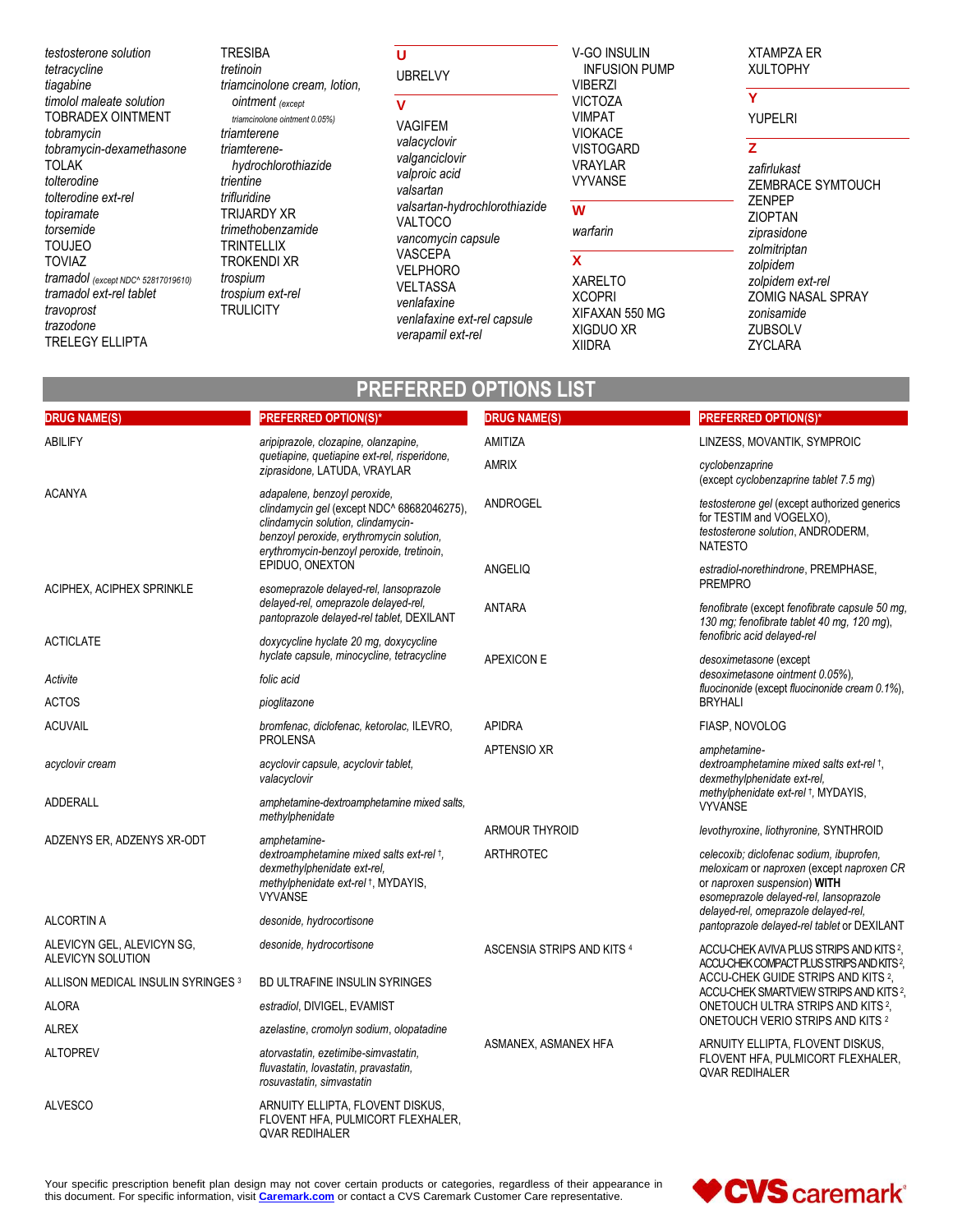*testosterone solution*
*tetracycline*
*tiagabine*
*timolol maleate solution*
TOBRADEX OINTMENT
*tobramycin*
*tobramycin-dexamethasone*
TOLAK
*tolterodine*
*tolterodine ext-rel*
*topiramate*
*torsemide*
TOUJEO
TOVIAZ
*tramadol* (except NDC^ 52817019610)
*tramadol ext-rel tablet*
*travoprost*
*trazodone*
TRELEGY ELLIPTA
TRESIBA
*tretinoin*
*triamcinolone cream, lotion, ointment* (except *triamcinolone ointment 0.05%*)
*triamterene*
*triamterene-hydrochlorothiazide*
*trientine*
*trifluridine*
TRIJARDY XR
*trimethobenzamide*
TRINTELLIX
TROKENDI XR
*trospium*
*trospium ext-rel*
TRULICITY

## U

UBRELVY

## V

VAGIFEM
*valacyclovir*
*valganciclovir*
*valproic acid*
*valsartan*
*valsartan-hydrochlorothiazide*
VALTOCO
*vancomycin capsule*
VASCEPA
VELPHORO
VELTASSA
*venlafaxine*
*venlafaxine ext-rel capsule*
*verapamil ext-rel*
V-GO INSULIN INFUSION PUMP
VIBERZI
VICTOZA
VIMPAT
VIOKACE
VISTOGARD
VRAYLAR
VYVANSE

## W

*warfarin*

## X

XARELTO
XCOPRI
XIFAXAN 550 MG
XIGDUO XR
XIIDRA
XTAMPZA ER
XULTOPHY

## Y

YUPELRI

## Z

*zafirlukast*
ZEMBRACE SYMTOUCH
ZENPEP
ZIOPTAN
*ziprasidone*
*zolmitriptan*
*zolpidem*
*zolpidem ext-rel*
ZOMIG NASAL SPRAY
*zonisamide*
ZUBSOLV
ZYCLARA

# PREFERRED OPTIONS LIST

| DRUG NAME(S) | PREFERRED OPTION(S)* |
|---|---|
| ABILIFY | *aripiprazole, clozapine, olanzapine, quetiapine, quetiapine ext-rel, risperidone, ziprasidone,* LATUDA, VRAYLAR |
| ACANYA | *adapalene, benzoyl peroxide, clindamycin gel* (except NDC^ 68682046275), *clindamycin solution, clindamycin-benzoyl peroxide, erythromycin solution, erythromycin-benzoyl peroxide, tretinoin,* EPIDUO, ONEXTON |
| ACIPHEX, ACIPHEX SPRINKLE | *esomeprazole delayed-rel, lansoprazole delayed-rel, omeprazole delayed-rel, pantoprazole delayed-rel tablet,* DEXILANT |
| ACTICLATE | *doxycycline hyclate 20 mg, doxycycline hyclate capsule, minocycline, tetracycline* |
| *Activite* | *folic acid* |
| ACTOS | *pioglitazone* |
| ACUVAIL | *bromfenac, diclofenac, ketorolac,* ILEVRO, PROLENSA |
| *acyclovir cream* | *acyclovir capsule, acyclovir tablet, valacyclovir* |
| ADDERALL | *amphetamine-dextroamphetamine mixed salts, methylphenidate* |
| ADZENYS ER, ADZENYS XR-ODT | *amphetamine-dextroamphetamine mixed salts ext-rel* †, *dexmethylphenidate ext-rel, methylphenidate ext-rel* †, MYDAYIS, VYVANSE |
| ALCORTIN A | *desonide, hydrocortisone* |
| ALEVICYN GEL, ALEVICYN SG, ALEVICYN SOLUTION | *desonide, hydrocortisone* |
| ALLISON MEDICAL INSULIN SYRINGES [3] | BD ULTRAFINE INSULIN SYRINGES |
| ALORA | *estradiol,* DIVIGEL, EVAMIST |
| ALREX | *azelastine, cromolyn sodium, olopatadine* |
| ALTOPREV | *atorvastatin, ezetimibe-simvastatin, fluvastatin, lovastatin, pravastatin, rosuvastatin, simvastatin* |
| ALVESCO | ARNUITY ELLIPTA, FLOVENT DISKUS, FLOVENT HFA, PULMICORT FLEXHALER, QVAR REDIHALER |
| AMITIZA | LINZESS, MOVANTIK, SYMPROIC |
| AMRIX | *cyclobenzaprine* (except *cyclobenzaprine tablet 7.5 mg*) |
| ANDROGEL | *testosterone gel* (except authorized generics for TESTIM and VOGELXO), *testosterone solution,* ANDRODERM, NATESTO |
| ANGELIQ | *estradiol-norethindrone,* PREMPHASE, PREMPRO |
| ANTARA | *fenofibrate* (except *fenofibrate capsule 50 mg, 130 mg; fenofibrate tablet 40 mg, 120 mg*), *fenofibric acid delayed-rel* |
| APEXICON E | *desoximetasone* (except *desoximetasone ointment 0.05%*), *fluocinonide* (except *fluocinonide cream 0.1%*), BRYHALI |
| APIDRA | FIASP, NOVOLOG |
| APTENSIO XR | *amphetamine-dextroamphetamine mixed salts ext-rel* †, *dexmethylphenidate ext-rel, methylphenidate ext-rel* †, MYDAYIS, VYVANSE |
| ARMOUR THYROID | *levothyroxine, liothyronine,* SYNTHROID |
| ARTHROTEC | *celecoxib; diclofenac sodium, ibuprofen, meloxicam* or *naproxen* (except *naproxen CR* or *naproxen suspension*) **WITH** *esomeprazole delayed-rel, lansoprazole delayed-rel, omeprazole delayed-rel, pantoprazole delayed-rel tablet* or DEXILANT |
| ASCENSIA STRIPS AND KITS [4] | ACCU-CHEK AVIVA PLUS STRIPS AND KITS [2], ACCU-CHEK COMPACT PLUS STRIPS AND KITS [2], ACCU-CHEK GUIDE STRIPS AND KITS [2], ACCU-CHEK SMARTVIEW STRIPS AND KITS [2], ONETOUCH ULTRA STRIPS AND KITS [2], ONETOUCH VERIO STRIPS AND KITS [2] |
| ASMANEX, ASMANEX HFA | ARNUITY ELLIPTA, FLOVENT DISKUS, FLOVENT HFA, PULMICORT FLEXHALER, QVAR REDIHALER |

Your specific prescription benefit plan design may not cover certain products or categories, regardless of their appearance in this document. For specific information, visit **Caremark.com** or contact a CVS Caremark Customer Care representative.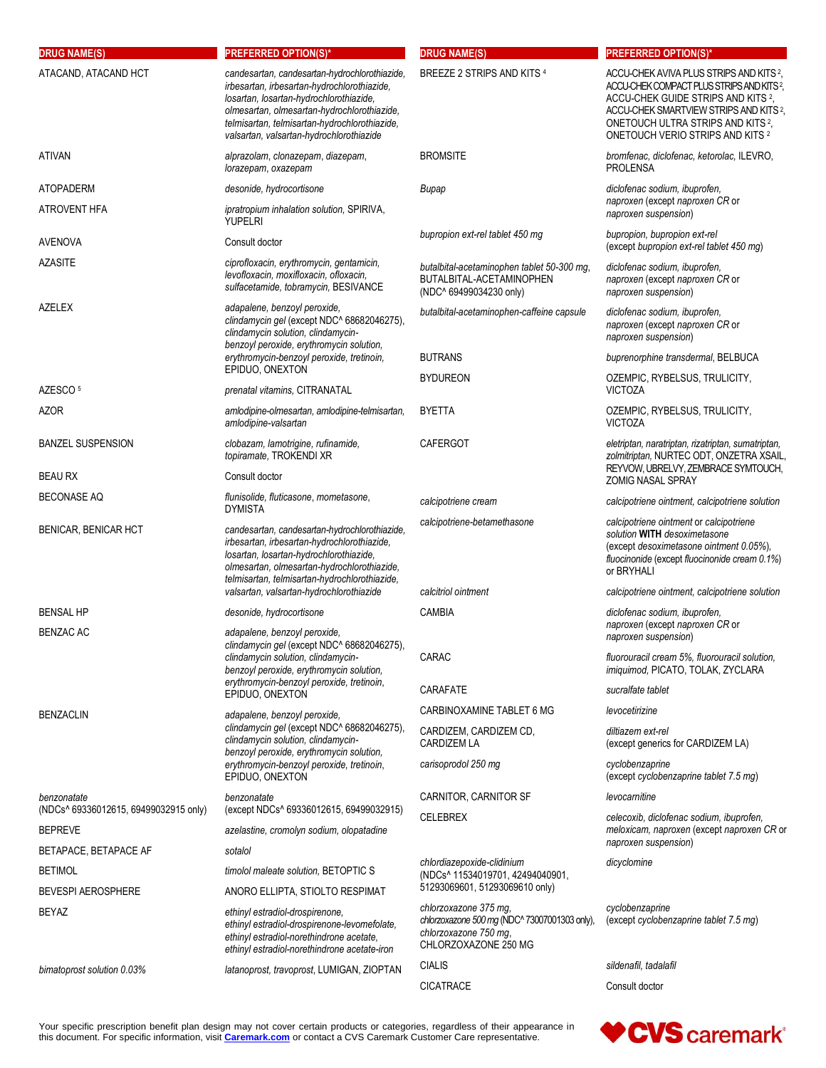| DRUG NAME(S) | PREFERRED OPTION(S)* |
|---|---|
| ATACAND, ATACAND HCT | *candesartan, candesartan-hydrochlorothiazide, irbesartan, irbesartan-hydrochlorothiazide, losartan, losartan-hydrochlorothiazide, olmesartan, olmesartan-hydrochlorothiazide, telmisartan, telmisartan-hydrochlorothiazide, valsartan, valsartan-hydrochlorothiazide* |
| ATIVAN | *alprazolam, clonazepam, diazepam, lorazepam, oxazepam* |
| ATOPADERM | *desonide, hydrocortisone* |
| ATROVENT HFA | *ipratropium inhalation solution*, SPIRIVA, YUPELRI |
| AVENOVA | Consult doctor |
| AZASITE | *ciprofloxacin, erythromycin, gentamicin, levofloxacin, moxifloxacin, ofloxacin, sulfacetamide, tobramycin*, BESIVANCE |
| AZELEX | *adapalene, benzoyl peroxide, clindamycin gel* (except NDC^ 68682046275), *clindamycin solution, clindamycin-benzoyl peroxide, erythromycin solution, erythromycin-benzoyl peroxide, tretinoin*, EPIDUO, ONEXTON |
| AZESCO [5] | *prenatal vitamins*, CITRANATAL |
| AZOR | *amlodipine-olmesartan, amlodipine-telmisartan, amlodipine-valsartan* |
| BANZEL SUSPENSION | *clobazam, lamotrigine, rufinamide, topiramate*, TROKENDI XR |
| BEAU RX | Consult doctor |
| BECONASE AQ | *flunisolide, fluticasone, mometasone*, DYMISTA |
| BENICAR, BENICAR HCT | *candesartan, candesartan-hydrochlorothiazide, irbesartan, irbesartan-hydrochlorothiazide, losartan, losartan-hydrochlorothiazide, olmesartan, olmesartan-hydrochlorothiazide, telmisartan, telmisartan-hydrochlorothiazide, valsartan, valsartan-hydrochlorothiazide* |
| BENSAL HP | *desonide, hydrocortisone* |
| BENZAC AC | *adapalene, benzoyl peroxide, clindamycin gel* (except NDC^ 68682046275), *clindamycin solution, clindamycin-benzoyl peroxide, erythromycin solution, erythromycin-benzoyl peroxide, tretinoin*, EPIDUO, ONEXTON |
| BENZACLIN | *adapalene, benzoyl peroxide, clindamycin gel* (except NDC^ 68682046275), *clindamycin solution, clindamycin-benzoyl peroxide, erythromycin solution, erythromycin-benzoyl peroxide, tretinoin*, EPIDUO, ONEXTON |
| *benzonatate* (NDCs^ 69336012615, 69499032915 only) | *benzonatate* (except NDCs^ 69336012615, 69499032915) |
| BEPREVE | *azelastine, cromolyn sodium, olopatadine* |
| BETAPACE, BETAPACE AF | *sotalol* |
| BETIMOL | *timolol maleate solution*, BETOPTIC S |
| BEVESPI AEROSPHERE | ANORO ELLIPTA, STIOLTO RESPIMAT |
| BEYAZ | *ethinyl estradiol-drospirenone, ethinyl estradiol-drospirenone-levomefolate, ethinyl estradiol-norethindrone acetate, ethinyl estradiol-norethindrone acetate-iron* |
| *bimatoprost solution 0.03%* | *latanoprost, travoprost*, LUMIGAN, ZIOPTAN |
| BREEZE 2 STRIPS AND KITS [4] | ACCU-CHEK AVIVA PLUS STRIPS AND KITS [2], ACCU-CHEK COMPACT PLUS STRIPS AND KITS [2], ACCU-CHEK GUIDE STRIPS AND KITS [2], ACCU-CHEK SMARTVIEW STRIPS AND KITS [2], ONETOUCH ULTRA STRIPS AND KITS [2], ONETOUCH VERIO STRIPS AND KITS [2] |
| BROMSITE | *bromfenac, diclofenac, ketorolac*, ILEVRO, PROLENSA |
| *Bupap* | *diclofenac sodium, ibuprofen, naproxen* (except *naproxen CR* or *naproxen suspension*) |
| *bupropion ext-rel tablet 450 mg* | *bupropion, bupropion ext-rel* (except *bupropion ext-rel tablet 450 mg*) |
| *butalbital-acetaminophen tablet 50-300 mg*, BUTALBITAL-ACETAMINOPHEN (NDC^ 69499034230 only) | *diclofenac sodium, ibuprofen, naproxen* (except *naproxen CR* or *naproxen suspension*) |
| *butalbital-acetaminophen-caffeine capsule* | *diclofenac sodium, ibuprofen, naproxen* (except *naproxen CR* or *naproxen suspension*) |
| BUTRANS | *buprenorphine transdermal*, BELBUCA |
| BYDUREON | OZEMPIC, RYBELSUS, TRULICITY, VICTOZA |
| BYETTA | OZEMPIC, RYBELSUS, TRULICITY, VICTOZA |
| CAFERGOT | *eletriptan, naratriptan, rizatriptan, sumatriptan, zolmitriptan*, NURTEC ODT, ONZETRA XSAIL, REYVOW, UBRELVY, ZEMBRACE SYMTOUCH, ZOMIG NASAL SPRAY |
| *calcipotriene cream* | *calcipotriene ointment, calcipotriene solution* |
| *calcipotriene-betamethasone* | *calcipotriene ointment* or *calcipotriene solution* **WITH** *desoximetasone* (except *desoximetasone ointment 0.05%*), *fluocinonide* (except *fluocinonide cream 0.1%*) or BRYHALI |
| *calcitriol ointment* | *calcipotriene ointment, calcipotriene solution* |
| CAMBIA | *diclofenac sodium, ibuprofen, naproxen* (except *naproxen CR* or *naproxen suspension*) |
| CARAC | *fluorouracil cream 5%, fluorouracil solution, imiquimod*, PICATO, TOLAK, ZYCLARA |
| CARAFATE | *sucralfate tablet* |
| CARBINOXAMINE TABLET 6 MG | *levocetirizine* |
| CARDIZEM, CARDIZEM CD, CARDIZEM LA | *diltiazem ext-rel* (except generics for CARDIZEM LA) |
| *carisoprodol 250 mg* | *cyclobenzaprine* (except *cyclobenzaprine tablet 7.5 mg*) |
| CARNITOR, CARNITOR SF | *levocarnitine* |
| CELEBREX | *celecoxib, diclofenac sodium, ibuprofen, meloxicam, naproxen* (except *naproxen CR* or *naproxen suspension*) |
| *chlordiazepoxide-clidinium* (NDCs^ 11534019701, 42494040901, 51293069601, 51293069610 only) | *dicyclomine* |
| *chlorzoxazone 375 mg, chlorzoxazone 500 mg* (NDC^ 73007001303 only), *chlorzoxazone 750 mg*, CHLORZOXAZONE 250 MG | *cyclobenzaprine* (except *cyclobenzaprine tablet 7.5 mg*) |
| CIALIS | *sildenafil, tadalafil* |
| CICATRACE | Consult doctor |

Your specific prescription benefit plan design may not cover certain products or categories, regardless of their appearance in this document. For specific information, visit **Caremark.com** or contact a CVS Caremark Customer Care representative.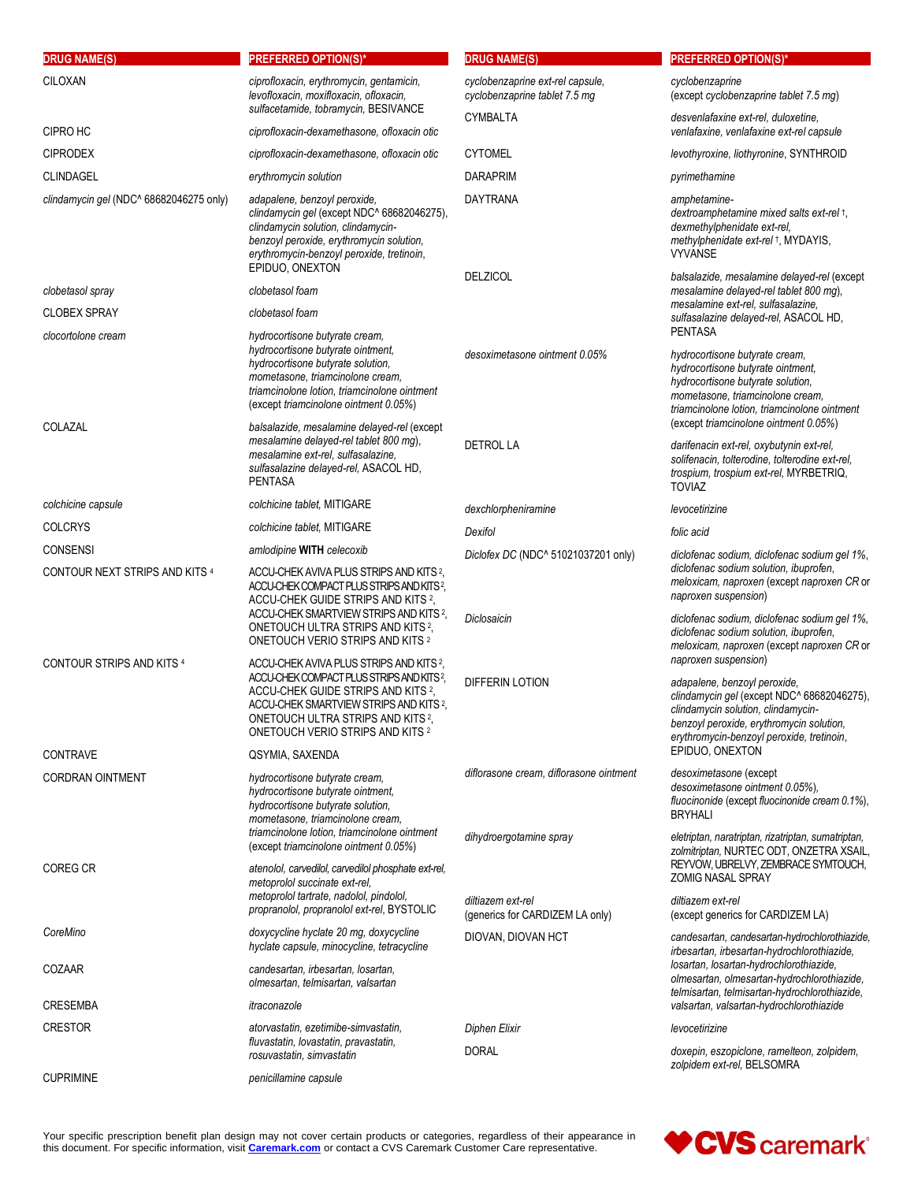| DRUG NAME(S) | PREFERRED OPTION(S)* |
|---|---|
| CILOXAN | *ciprofloxacin, erythromycin, gentamicin, levofloxacin, moxifloxacin, ofloxacin, sulfacetamide, tobramycin*, BESIVANCE |
| CIPRO HC | *ciprofloxacin-dexamethasone, ofloxacin otic* |
| CIPRODEX | *ciprofloxacin-dexamethasone, ofloxacin otic* |
| CLINDAGEL | *erythromycin solution* |
| *clindamycin gel* (NDC^ 68682046275 only) | *adapalene, benzoyl peroxide, clindamycin gel* (except NDC^ 68682046275), *clindamycin solution, clindamycin-benzoyl peroxide, erythromycin solution, erythromycin-benzoyl peroxide, tretinoin*, EPIDUO, ONEXTON |
| *clobetasol spray* | *clobetasol foam* |
| CLOBEX SPRAY | *clobetasol foam* |
| *clocortolone cream* | *hydrocortisone butyrate cream, hydrocortisone butyrate ointment, hydrocortisone butyrate solution, mometasone, triamcinolone cream, triamcinolone lotion, triamcinolone ointment* (except *triamcinolone ointment 0.05%*) |
| COLAZAL | *balsalazide, mesalamine delayed-rel* (except *mesalamine delayed-rel tablet 800 mg*), *mesalamine ext-rel, sulfasalazine, sulfasalazine delayed-rel*, ASACOL HD, PENTASA |
| *colchicine capsule* | *colchicine tablet*, MITIGARE |
| COLCRYS | *colchicine tablet*, MITIGARE |
| CONSENSI | *amlodipine* **WITH** *celecoxib* |
| CONTOUR NEXT STRIPS AND KITS [4] | ACCU-CHEK AVIVA PLUS STRIPS AND KITS [2], ACCU-CHEK COMPACT PLUS STRIPS AND KITS [2], ACCU-CHEK GUIDE STRIPS AND KITS [2], ACCU-CHEK SMARTVIEW STRIPS AND KITS [2], ONETOUCH ULTRA STRIPS AND KITS [2], ONETOUCH VERIO STRIPS AND KITS [2] |
| CONTOUR STRIPS AND KITS [4] | ACCU-CHEK AVIVA PLUS STRIPS AND KITS [2], ACCU-CHEK COMPACT PLUS STRIPS AND KITS [2], ACCU-CHEK GUIDE STRIPS AND KITS [2], ACCU-CHEK SMARTVIEW STRIPS AND KITS [2], ONETOUCH ULTRA STRIPS AND KITS [2], ONETOUCH VERIO STRIPS AND KITS [2] |
| CONTRAVE | QSYMIA, SAXENDA |
| CORDRAN OINTMENT | *hydrocortisone butyrate cream, hydrocortisone butyrate ointment, hydrocortisone butyrate solution, mometasone, triamcinolone cream, triamcinolone lotion, triamcinolone ointment* (except *triamcinolone ointment 0.05%*) |
| COREG CR | *atenolol, carvedilol, carvedilol phosphate ext-rel, metoprolol succinate ext-rel, metoprolol tartrate, nadolol, pindolol, propranolol, propranolol ext-rel*, BYSTOLIC |
| *CoreMino* | *doxycycline hyclate 20 mg, doxycycline hyclate capsule, minocycline, tetracycline* |
| COZAAR | *candesartan, irbesartan, losartan, olmesartan, telmisartan, valsartan* |
| CRESEMBA | *itraconazole* |
| CRESTOR | *atorvastatin, ezetimibe-simvastatin, fluvastatin, lovastatin, pravastatin, rosuvastatin, simvastatin* |
| CUPRIMINE | *penicillamine capsule* |
| *cyclobenzaprine ext-rel capsule, cyclobenzaprine tablet 7.5 mg* | *cyclobenzaprine* (except *cyclobenzaprine tablet 7.5 mg*) |
| CYMBALTA | *desvenlafaxine ext-rel, duloxetine, venlafaxine, venlafaxine ext-rel capsule* |
| CYTOMEL | *levothyroxine, liothyronine*, SYNTHROID |
| DARAPRIM | *pyrimethamine* |
| DAYTRANA | *amphetamine-dextroamphetamine mixed salts ext-rel* †, *dexmethylphenidate ext-rel, methylphenidate ext-rel* †, MYDAYIS, VYVANSE |
| DELZICOL | *balsalazide, mesalamine delayed-rel* (except *mesalamine delayed-rel tablet 800 mg*), *mesalamine ext-rel, sulfasalazine, sulfasalazine delayed-rel*, ASACOL HD, PENTASA |
| *desoximetasone ointment 0.05%* | *hydrocortisone butyrate cream, hydrocortisone butyrate ointment, hydrocortisone butyrate solution, mometasone, triamcinolone cream, triamcinolone lotion, triamcinolone ointment* (except *triamcinolone ointment 0.05%*) |
| DETROL LA | *darifenacin ext-rel, oxybutynin ext-rel, solifenacin, tolterodine, tolterodine ext-rel, trospium, trospium ext-rel*, MYRBETRIQ, TOVIAZ |
| *dexchlorpheniramine* | *levocetirizine* |
| *Dexifol* | *folic acid* |
| *Diclofex DC* (NDC^ 51021037201 only) | *diclofenac sodium, diclofenac sodium gel 1%, diclofenac sodium solution, ibuprofen, meloxicam, naproxen* (except *naproxen CR* or *naproxen suspension*) |
| *Diclosaicin* | *diclofenac sodium, diclofenac sodium gel 1%, diclofenac sodium solution, ibuprofen, meloxicam, naproxen* (except *naproxen CR* or *naproxen suspension*) |
| DIFFERIN LOTION | *adapalene, benzoyl peroxide, clindamycin gel* (except NDC^ 68682046275), *clindamycin solution, clindamycin-benzoyl peroxide, erythromycin solution, erythromycin-benzoyl peroxide, tretinoin*, EPIDUO, ONEXTON |
| *diflorasone cream, diflorasone ointment* | *desoximetasone* (except *desoximetasone ointment 0.05%*), *fluocinonide* (except *fluocinonide cream 0.1%*), BRYHALI |
| *dihydroergotamine spray* | *eletriptan, naratriptan, rizatriptan, sumatriptan, zolmitriptan*, NURTEC ODT, ONZETRA XSAIL, REYVOW, UBRELVY, ZEMBRACE SYMTOUCH, ZOMIG NASAL SPRAY |
| *diltiazem ext-rel* (generics for CARDIZEM LA only) | *diltiazem ext-rel* (except generics for CARDIZEM LA) |
| DIOVAN, DIOVAN HCT | *candesartan, candesartan-hydrochlorothiazide, irbesartan, irbesartan-hydrochlorothiazide, losartan, losartan-hydrochlorothiazide, olmesartan, olmesartan-hydrochlorothiazide, telmisartan, telmisartan-hydrochlorothiazide, valsartan, valsartan-hydrochlorothiazide* |
| *Diphen Elixir* | *levocetirizine* |
| DORAL | *doxepin, eszopiclone, ramelteon, zolpidem, zolpidem ext-rel*, BELSOMRA |

Your specific prescription benefit plan design may not cover certain products or categories, regardless of their appearance in this document. For specific information, visit [Caremark.com](https://www.caremark.com) or contact a CVS Caremark Customer Care representative.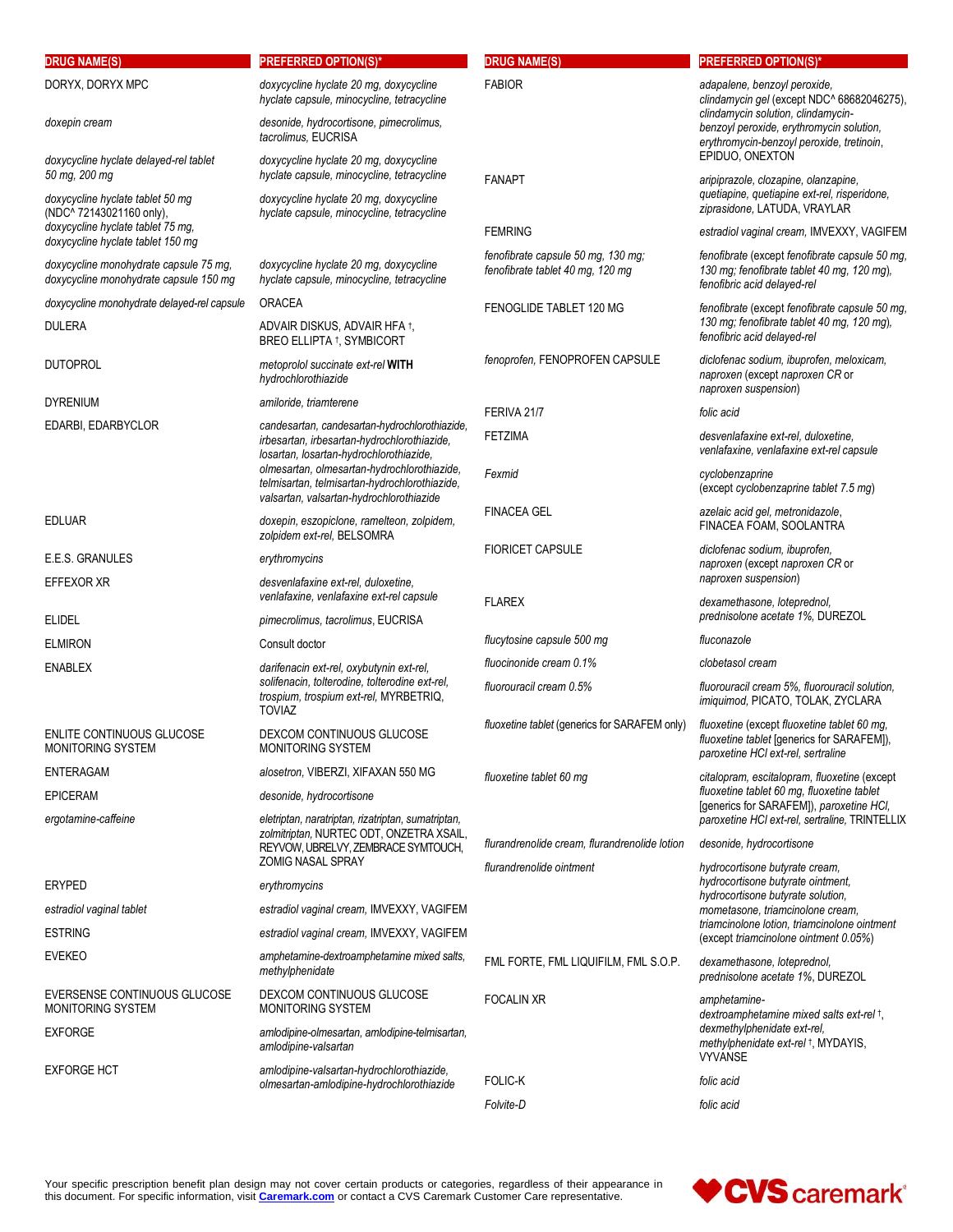| DRUG NAME(S) | PREFERRED OPTION(S)* |
|---|---|
| DORYX, DORYX MPC | *doxycycline hyclate 20 mg, doxycycline hyclate capsule, minocycline, tetracycline* |
| *doxepin cream* | *desonide, hydrocortisone, pimecrolimus, tacrolimus,* EUCRISA |
| *doxycycline hyclate delayed-rel tablet 50 mg, 200 mg* | *doxycycline hyclate 20 mg, doxycycline hyclate capsule, minocycline, tetracycline* |
| *doxycycline hyclate tablet 50 mg (NDC^ 72143021160 only), doxycycline hyclate tablet 75 mg, doxycycline hyclate tablet 150 mg* | *doxycycline hyclate 20 mg, doxycycline hyclate capsule, minocycline, tetracycline* |
| *doxycycline monohydrate capsule 75 mg, doxycycline monohydrate capsule 150 mg* | *doxycycline hyclate 20 mg, doxycycline hyclate capsule, minocycline, tetracycline* |
| *doxycycline monohydrate delayed-rel capsule* | ORACEA |
| DULERA | ADVAIR DISKUS, ADVAIR HFA †, BREO ELLIPTA †, SYMBICORT |
| DUTOPROL | *metoprolol succinate ext-rel* **WITH** *hydrochlorothiazide* |
| DYRENIUM | *amiloride, triamterene* |
| EDARBI, EDARBYCLOR | *candesartan, candesartan-hydrochlorothiazide, irbesartan, irbesartan-hydrochlorothiazide, losartan, losartan-hydrochlorothiazide, olmesartan, olmesartan-hydrochlorothiazide, telmisartan, telmisartan-hydrochlorothiazide, valsartan, valsartan-hydrochlorothiazide* |
| EDLUAR | *doxepin, eszopiclone, ramelteon, zolpidem, zolpidem ext-rel,* BELSOMRA |
| E.E.S. GRANULES | *erythromycins* |
| EFFEXOR XR | *desvenlafaxine ext-rel, duloxetine, venlafaxine, venlafaxine ext-rel capsule* |
| ELIDEL | *pimecrolimus, tacrolimus,* EUCRISA |
| ELMIRON | Consult doctor |
| ENABLEX | *darifenacin ext-rel, oxybutynin ext-rel, solifenacin, tolterodine, tolterodine ext-rel, trospium, trospium ext-rel,* MYRBETRIQ, TOVIAZ |
| ENLITE CONTINUOUS GLUCOSE MONITORING SYSTEM | DEXCOM CONTINUOUS GLUCOSE MONITORING SYSTEM |
| ENTERAGAM | *alosetron,* VIBERZI, XIFAXAN 550 MG |
| EPICERAM | *desonide, hydrocortisone* |
| *ergotamine-caffeine* | *eletriptan, naratriptan, rizatriptan, sumatriptan, zolmitriptan,* NURTEC ODT, ONZETRA XSAIL, REYVOW, UBRELVY, ZEMBRACE SYMTOUCH, ZOMIG NASAL SPRAY |
| ERYPED | *erythromycins* |
| *estradiol vaginal tablet* | *estradiol vaginal cream,* IMVEXXY, VAGIFEM |
| ESTRING | *estradiol vaginal cream,* IMVEXXY, VAGIFEM |
| EVEKEO | *amphetamine-dextroamphetamine mixed salts, methylphenidate* |
| EVERSENSE CONTINUOUS GLUCOSE MONITORING SYSTEM | DEXCOM CONTINUOUS GLUCOSE MONITORING SYSTEM |
| EXFORGE | *amlodipine-olmesartan, amlodipine-telmisartan, amlodipine-valsartan* |
| EXFORGE HCT | *amlodipine-valsartan-hydrochlorothiazide, olmesartan-amlodipine-hydrochlorothiazide* |
| FABIOR | *adapalene, benzoyl peroxide, clindamycin gel (except NDC^ 68682046275), clindamycin solution, clindamycin-benzoyl peroxide, erythromycin solution, erythromycin-benzoyl peroxide, tretinoin,* EPIDUO, ONEXTON |
| FANAPT | *aripiprazole, clozapine, olanzapine, quetiapine, quetiapine ext-rel, risperidone, ziprasidone,* LATUDA, VRAYLAR |
| FEMRING | *estradiol vaginal cream,* IMVEXXY, VAGIFEM |
| *fenofibrate capsule 50 mg, 130 mg; fenofibrate tablet 40 mg, 120 mg* | *fenofibrate (except fenofibrate capsule 50 mg, 130 mg; fenofibrate tablet 40 mg, 120 mg), fenofibric acid delayed-rel* |
| FENOGLIDE TABLET 120 MG | *fenofibrate (except fenofibrate capsule 50 mg, 130 mg; fenofibrate tablet 40 mg, 120 mg), fenofibric acid delayed-rel* |
| *fenoprofen,* FENOPROFEN CAPSULE | *diclofenac sodium, ibuprofen, meloxicam, naproxen (except naproxen CR or naproxen suspension)* |
| FERIVA 21/7 | *folic acid* |
| FETZIMA | *desvenlafaxine ext-rel, duloxetine, venlafaxine, venlafaxine ext-rel capsule* |
| *Fexmid* | *cyclobenzaprine (except cyclobenzaprine tablet 7.5 mg)* |
| FINACEA GEL | *azelaic acid gel, metronidazole,* FINACEA FOAM, SOOLANTRA |
| FIORICET CAPSULE | *diclofenac sodium, ibuprofen, naproxen (except naproxen CR or naproxen suspension)* |
| FLAREX | *dexamethasone, loteprednol, prednisolone acetate 1%,* DUREZOL |
| *flucytosine capsule 500 mg* | *fluconazole* |
| *fluocinonide cream 0.1%* | *clobetasol cream* |
| *fluorouracil cream 0.5%* | *fluorouracil cream 5%, fluorouracil solution, imiquimod,* PICATO, TOLAK, ZYCLARA |
| *fluoxetine tablet (generics for SARAFEM only)* | *fluoxetine (except fluoxetine tablet 60 mg, fluoxetine tablet [generics for SARAFEM]), paroxetine HCl ext-rel, sertraline* |
| *fluoxetine tablet 60 mg* | *citalopram, escitalopram, fluoxetine (except fluoxetine tablet 60 mg, fluoxetine tablet [generics for SARAFEM]), paroxetine HCl, paroxetine HCl ext-rel, sertraline,* TRINTELLIX |
| *flurandrenolide cream, flurandrenolide lotion* | *desonide, hydrocortisone* |
| *flurandrenolide ointment* | *hydrocortisone butyrate cream, hydrocortisone butyrate ointment, hydrocortisone butyrate solution, mometasone, triamcinolone cream, triamcinolone lotion, triamcinolone ointment (except triamcinolone ointment 0.05%)* |
| FML FORTE, FML LIQUIFILM, FML S.O.P. | *dexamethasone, loteprednol, prednisolone acetate 1%,* DUREZOL |
| FOCALIN XR | *amphetamine-dextroamphetamine mixed salts ext-rel †, dexmethylphenidate ext-rel, methylphenidate ext-rel †,* MYDAYIS, VYVANSE |
| FOLIC-K | *folic acid* |
| *Folvite-D* | *folic acid* |

Your specific prescription benefit plan design may not cover certain products or categories, regardless of their appearance in this document. For specific information, visit [Caremark.com](https://www.caremark.com) or contact a CVS Caremark Customer Care representative.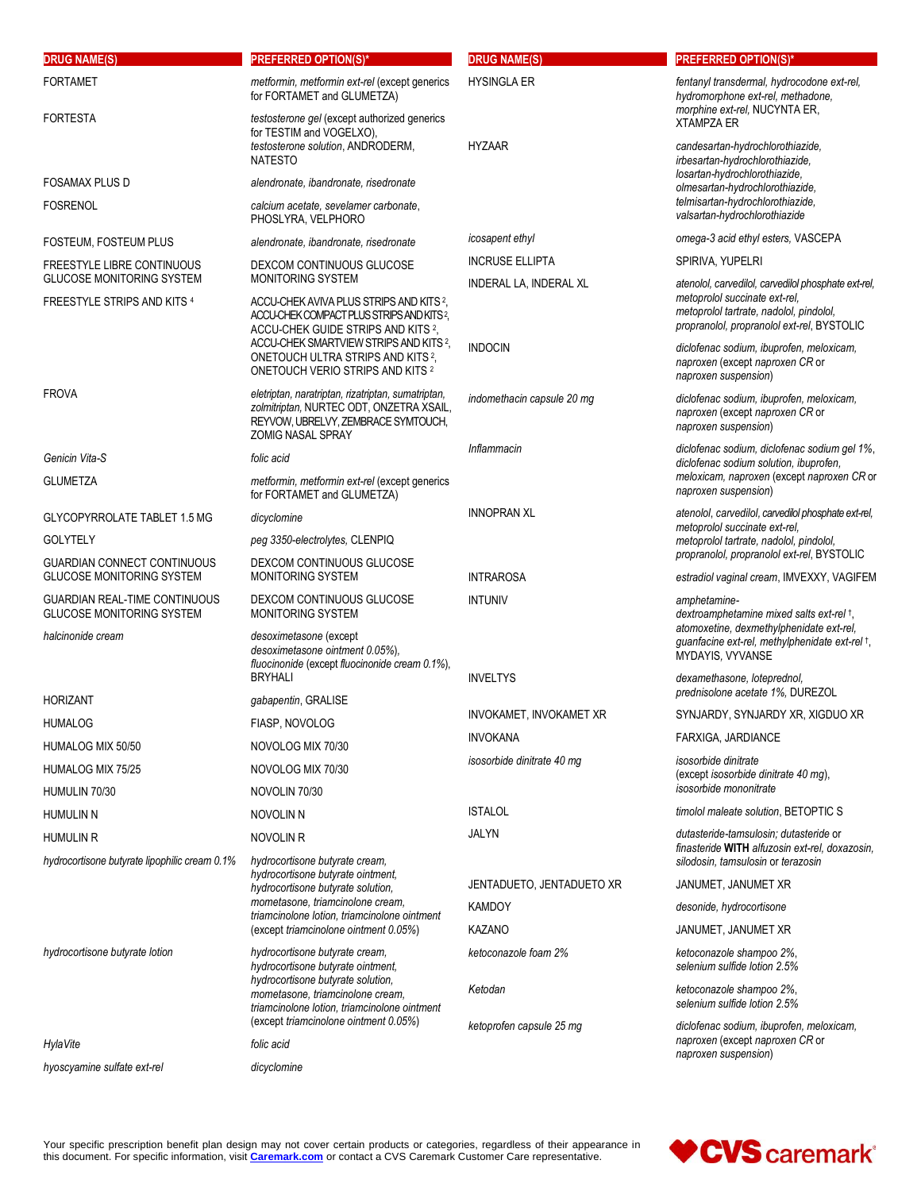| DRUG NAME(S) | PREFERRED OPTION(S)* |
| --- | --- |
| FORTAMET | *metformin, metformin ext-rel* (except generics for FORTAMET and GLUMETZA) |
| FORTESTA | *testosterone gel* (except authorized generics for TESTIM and VOGELXO), *testosterone solution*, ANDRODERM, NATESTO |
| FOSAMAX PLUS D | *alendronate, ibandronate, risedronate* |
| FOSRENOL | *calcium acetate, sevelamer carbonate*, PHOSLYRA, VELPHORO |
| FOSTEUM, FOSTEUM PLUS | *alendronate, ibandronate, risedronate* |
| FREESTYLE LIBRE CONTINUOUS GLUCOSE MONITORING SYSTEM | DEXCOM CONTINUOUS GLUCOSE MONITORING SYSTEM |
| FREESTYLE STRIPS AND KITS [4] | ACCU-CHEK AVIVA PLUS STRIPS AND KITS [2], ACCU-CHEK COMPACT PLUS STRIPS AND KITS [2], ACCU-CHEK GUIDE STRIPS AND KITS [2], ACCU-CHEK SMARTVIEW STRIPS AND KITS [2], ONETOUCH ULTRA STRIPS AND KITS [2], ONETOUCH VERIO STRIPS AND KITS [2] |
| FROVA | *eletriptan, naratriptan, rizatriptan, sumatriptan, zolmitriptan*, NURTEC ODT, ONZETRA XSAIL, REYVOW, UBRELVY, ZEMBRACE SYMTOUCH, ZOMIG NASAL SPRAY |
| *Genicin Vita-S* | *folic acid* |
| GLUMETZA | *metformin, metformin ext-rel* (except generics for FORTAMET and GLUMETZA) |
| GLYCOPYRROLATE TABLET 1.5 MG | *dicyclomine* |
| GOLYTELY | *peg 3350-electrolytes*, CLENPIQ |
| GUARDIAN CONNECT CONTINUOUS GLUCOSE MONITORING SYSTEM | DEXCOM CONTINUOUS GLUCOSE MONITORING SYSTEM |
| GUARDIAN REAL-TIME CONTINUOUS GLUCOSE MONITORING SYSTEM | DEXCOM CONTINUOUS GLUCOSE MONITORING SYSTEM |
| *halcinonide cream* | *desoximetasone* (except *desoximetasone ointment 0.05%*), *fluocinonide* (except *fluocinonide cream 0.1%*), BRYHALI |
| HORIZANT | *gabapentin*, GRALISE |
| HUMALOG | FIASP, NOVOLOG |
| HUMALOG MIX 50/50 | NOVOLOG MIX 70/30 |
| HUMALOG MIX 75/25 | NOVOLOG MIX 70/30 |
| HUMULIN 70/30 | NOVOLIN 70/30 |
| HUMULIN N | NOVOLIN N |
| HUMULIN R | NOVOLIN R |
| *hydrocortisone butyrate lipophilic cream 0.1%* | *hydrocortisone butyrate cream, hydrocortisone butyrate ointment, hydrocortisone butyrate solution, mometasone, triamcinolone cream, triamcinolone lotion, triamcinolone ointment* (except *triamcinolone ointment 0.05%*) |
| *hydrocortisone butyrate lotion* | *hydrocortisone butyrate cream, hydrocortisone butyrate ointment, hydrocortisone butyrate solution, mometasone, triamcinolone cream, triamcinolone lotion, triamcinolone ointment* (except *triamcinolone ointment 0.05%*) |
| *HylaVite* | *folic acid* |
| *hyoscyamine sulfate ext-rel* | *dicyclomine* |
| HYSINGLA ER | *fentanyl transdermal, hydrocodone ext-rel, hydromorphone ext-rel, methadone, morphine ext-rel*, NUCYNTA ER, XTAMPZA ER |
| HYZAAR | *candesartan-hydrochlorothiazide, irbesartan-hydrochlorothiazide, losartan-hydrochlorothiazide, olmesartan-hydrochlorothiazide, telmisartan-hydrochlorothiazide, valsartan-hydrochlorothiazide* |
| *icosapent ethyl* | *omega-3 acid ethyl esters*, VASCEPA |
| INCRUSE ELLIPTA | SPIRIVA, YUPELRI |
| INDERAL LA, INDERAL XL | *atenolol, carvedilol, carvedilol phosphate ext-rel, metoprolol succinate ext-rel, metoprolol tartrate, nadolol, pindolol, propranolol, propranolol ext-rel*, BYSTOLIC |
| INDOCIN | *diclofenac sodium, ibuprofen, meloxicam, naproxen* (except *naproxen CR* or *naproxen suspension*) |
| *indomethacin capsule 20 mg* | *diclofenac sodium, ibuprofen, meloxicam, naproxen* (except *naproxen CR* or *naproxen suspension*) |
| *Inflammacin* | *diclofenac sodium, diclofenac sodium gel 1%, diclofenac sodium solution, ibuprofen, meloxicam, naproxen* (except *naproxen CR* or *naproxen suspension*) |
| INNOPRAN XL | *atenolol, carvedilol, carvedilol phosphate ext-rel, metoprolol succinate ext-rel, metoprolol tartrate, nadolol, pindolol, propranolol, propranolol ext-rel*, BYSTOLIC |
| INTRAROSA | *estradiol vaginal cream*, IMVEXXY, VAGIFEM |
| INTUNIV | *amphetamine-dextroamphetamine mixed salts ext-rel* †, *atomoxetine, dexmethylphenidate ext-rel, guanfacine ext-rel, methylphenidate ext-rel* †, MYDAYIS, VYVANSE |
| INVELTYS | *dexamethasone, loteprednol, prednisolone acetate 1%*, DUREZOL |
| INVOKAMET, INVOKAMET XR | SYNJARDY, SYNJARDY XR, XIGDUO XR |
| INVOKANA | FARXIGA, JARDIANCE |
| *isosorbide dinitrate 40 mg* | *isosorbide dinitrate* (except *isosorbide dinitrate 40 mg*), *isosorbide mononitrate* |
| ISTALOL | *timolol maleate solution*, BETOPTIC S |
| JALYN | *dutasteride-tamsulosin; dutasteride* or *finasteride* **WITH** *alfuzosin ext-rel, doxazosin, silodosin, tamsulosin* or *terazosin* |
| JENTADUETO, JENTADUETO XR | JANUMET, JANUMET XR |
| KAMDOY | *desonide, hydrocortisone* |
| KAZANO | JANUMET, JANUMET XR |
| *ketoconazole foam 2%* | *ketoconazole shampoo 2%, selenium sulfide lotion 2.5%* |
| *Ketodan* | *ketoconazole shampoo 2%, selenium sulfide lotion 2.5%* |
| *ketoprofen capsule 25 mg* | *diclofenac sodium, ibuprofen, meloxicam, naproxen* (except *naproxen CR* or *naproxen suspension*) |

Your specific prescription benefit plan design may not cover certain products or categories, regardless of their appearance in this document. For specific information, visit **Caremark.com** or contact a CVS Caremark Customer Care representative.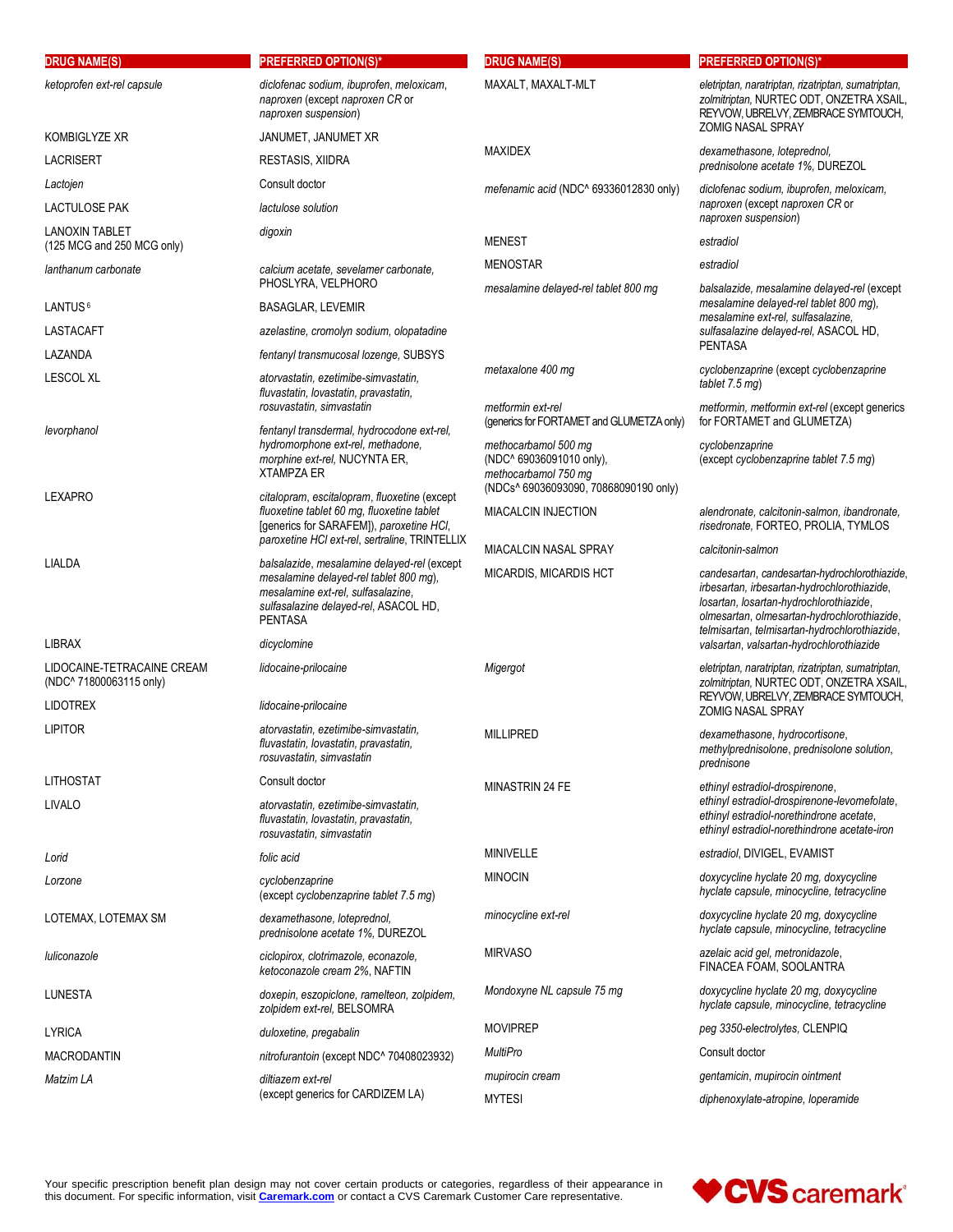| DRUG NAME(S) | PREFERRED OPTION(S)* |
|---|---|
| *ketoprofen ext-rel capsule* | *diclofenac sodium, ibuprofen, meloxicam, naproxen* (except *naproxen CR* or *naproxen suspension*) |
| KOMBIGLYZE XR | JANUMET, JANUMET XR |
| LACRISERT | RESTASIS, XIIDRA |
| *Lactojen* | Consult doctor |
| LACTULOSE PAK | *lactulose solution* |
| LANOXIN TABLET (125 MCG and 250 MCG only) | *digoxin* |
| *lanthanum carbonate* | *calcium acetate, sevelamer carbonate,* PHOSLYRA, VELPHORO |
| LANTUS [6] | BASAGLAR, LEVEMIR |
| LASTACAFT | *azelastine, cromolyn sodium, olopatadine* |
| LAZANDA | *fentanyl transmucosal lozenge,* SUBSYS |
| LESCOL XL | *atorvastatin, ezetimibe-simvastatin, fluvastatin, lovastatin, pravastatin, rosuvastatin, simvastatin* |
| *levorphanol* | *fentanyl transdermal, hydrocodone ext-rel, hydromorphone ext-rel, methadone, morphine ext-rel,* NUCYNTA ER, XTAMPZA ER |
| LEXAPRO | *citalopram, escitalopram, fluoxetine* (except *fluoxetine tablet 60 mg, fluoxetine tablet* [generics for SARAFEM]), *paroxetine HCl, paroxetine HCl ext-rel, sertraline,* TRINTELLIX |
| LIALDA | *balsalazide, mesalamine delayed-rel* (except *mesalamine delayed-rel tablet 800 mg*), *mesalamine ext-rel, sulfasalazine, sulfasalazine delayed-rel,* ASACOL HD, PENTASA |
| LIBRAX | *dicyclomine* |
| LIDOCAINE-TETRACAINE CREAM (NDC^ 71800063115 only) | *lidocaine-prilocaine* |
| LIDOTREX | *lidocaine-prilocaine* |
| LIPITOR | *atorvastatin, ezetimibe-simvastatin, fluvastatin, lovastatin, pravastatin, rosuvastatin, simvastatin* |
| LITHOSTAT | Consult doctor |
| LIVALO | *atorvastatin, ezetimibe-simvastatin, fluvastatin, lovastatin, pravastatin, rosuvastatin, simvastatin* |
| *Lorid* | *folic acid* |
| *Lorzone* | *cyclobenzaprine* (except *cyclobenzaprine tablet 7.5 mg*) |
| LOTEMAX, LOTEMAX SM | *dexamethasone, loteprednol, prednisolone acetate 1%,* DUREZOL |
| *luliconazole* | *ciclopirox, clotrimazole, econazole, ketoconazole cream 2%,* NAFTIN |
| LUNESTA | *doxepin, eszopiclone, ramelteon, zolpidem, zolpidem ext-rel,* BELSOMRA |
| LYRICA | *duloxetine, pregabalin* |
| MACRODANTIN | *nitrofurantoin* (except NDC^ 70408023932) |
| *Matzim LA* | *diltiazem ext-rel* (except generics for CARDIZEM LA) |
| MAXALT, MAXALT-MLT | *eletriptan, naratriptan, rizatriptan, sumatriptan, zolmitriptan,* NURTEC ODT, ONZETRA XSAIL, REYVOW, UBRELVY, ZEMBRACE SYMTOUCH, ZOMIG NASAL SPRAY |
| MAXIDEX | *dexamethasone, loteprednol, prednisolone acetate 1%,* DUREZOL |
| *mefenamic acid* (NDC^ 69336012830 only) | *diclofenac sodium, ibuprofen, meloxicam, naproxen* (except *naproxen CR* or *naproxen suspension*) |
| MENEST | *estradiol* |
| MENOSTAR | *estradiol* |
| *mesalamine delayed-rel tablet 800 mg* | *balsalazide, mesalamine delayed-rel* (except *mesalamine delayed-rel tablet 800 mg*), *mesalamine ext-rel, sulfasalazine, sulfasalazine delayed-rel,* ASACOL HD, PENTASA |
| *metaxalone 400 mg* | *cyclobenzaprine* (except *cyclobenzaprine tablet 7.5 mg*) |
| *metformin ext-rel* (generics for FORTAMET and GLUMETZA only) | *metformin, metformin ext-rel* (except generics for FORTAMET and GLUMETZA) |
| *methocarbamol 500 mg* (NDC^ 69036091010 only), *methocarbamol 750 mg* (NDCs^ 69036093090, 70868090190 only) | *cyclobenzaprine* (except *cyclobenzaprine tablet 7.5 mg*) |
| MIACALCIN INJECTION | *alendronate, calcitonin-salmon, ibandronate, risedronate,* FORTEO, PROLIA, TYMLOS |
| MIACALCIN NASAL SPRAY | *calcitonin-salmon* |
| MICARDIS, MICARDIS HCT | *candesartan, candesartan-hydrochlorothiazide, irbesartan, irbesartan-hydrochlorothiazide, losartan, losartan-hydrochlorothiazide, olmesartan, olmesartan-hydrochlorothiazide, telmisartan, telmisartan-hydrochlorothiazide, valsartan, valsartan-hydrochlorothiazide* |
| *Migergot* | *eletriptan, naratriptan, rizatriptan, sumatriptan, zolmitriptan,* NURTEC ODT, ONZETRA XSAIL, REYVOW, UBRELVY, ZEMBRACE SYMTOUCH, ZOMIG NASAL SPRAY |
| MILLIPRED | *dexamethasone, hydrocortisone, methylprednisolone, prednisolone solution, prednisone* |
| MINASTRIN 24 FE | *ethinyl estradiol-drospirenone, ethinyl estradiol-drospirenone-levomefolate, ethinyl estradiol-norethindrone acetate, ethinyl estradiol-norethindrone acetate-iron* |
| MINIVELLE | *estradiol,* DIVIGEL, EVAMIST |
| MINOCIN | *doxycycline hyclate 20 mg, doxycycline hyclate capsule, minocycline, tetracycline* |
| *minocycline ext-rel* | *doxycycline hyclate 20 mg, doxycycline hyclate capsule, minocycline, tetracycline* |
| MIRVASO | *azelaic acid gel, metronidazole,* FINACEA FOAM, SOOLANTRA |
| *Mondoxyne NL capsule 75 mg* | *doxycycline hyclate 20 mg, doxycycline hyclate capsule, minocycline, tetracycline* |
| MOVIPREP | *peg 3350-electrolytes,* CLENPIQ |
| *MultiPro* | Consult doctor |
| *mupirocin cream* | *gentamicin, mupirocin ointment* |
| MYTESI | *diphenoxylate-atropine, loperamide* |

Your specific prescription benefit plan design may not cover certain products or categories, regardless of their appearance in this document. For specific information, visit **Caremark.com** or contact a CVS Caremark Customer Care representative.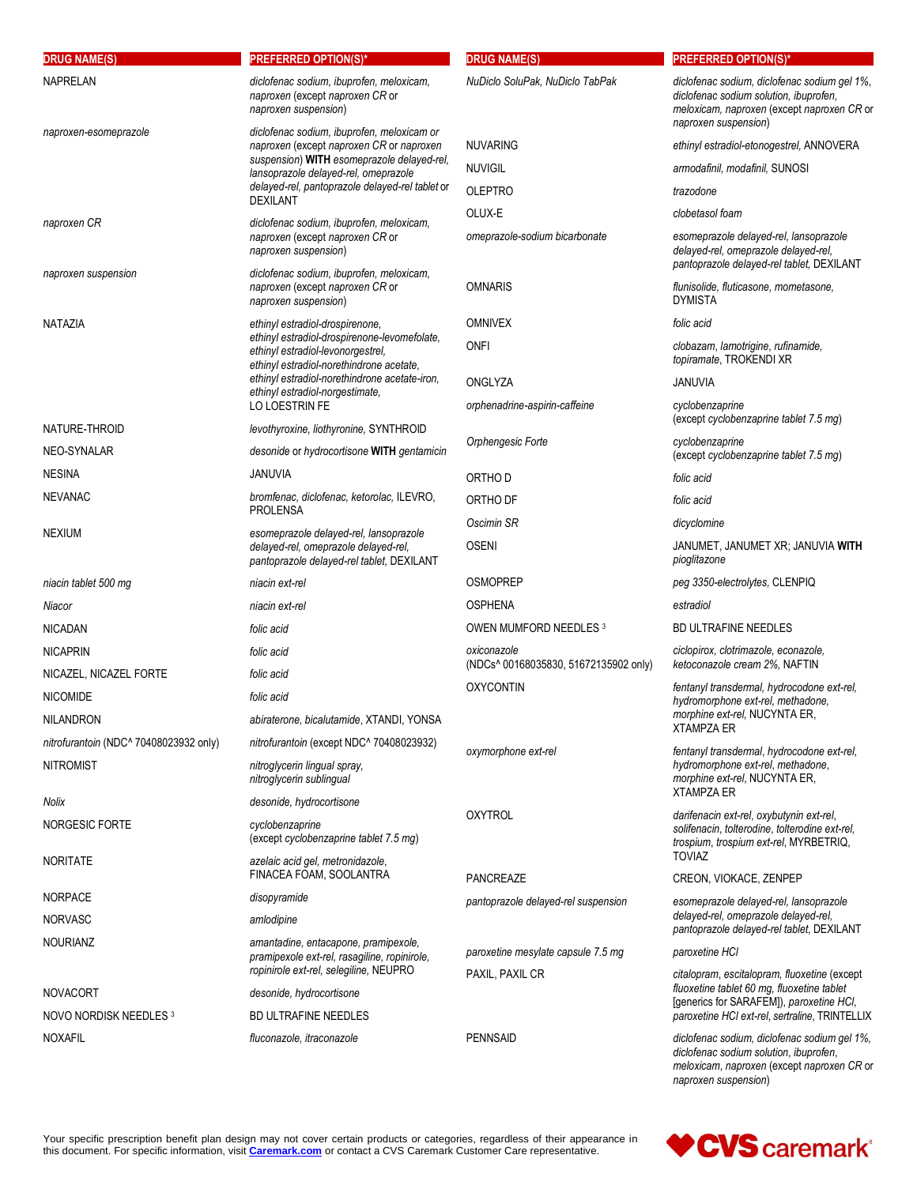| DRUG NAME(S) | PREFERRED OPTION(S)* |
|---|---|
| NAPRELAN | *diclofenac sodium, ibuprofen, meloxicam, naproxen* (except *naproxen CR* or *naproxen suspension*) |
| *naproxen-esomeprazole* | *diclofenac sodium, ibuprofen, meloxicam* or *naproxen* (except *naproxen CR* or *naproxen suspension*) **WITH** *esomeprazole delayed-rel, lansoprazole delayed-rel, omeprazole delayed-rel, pantoprazole delayed-rel tablet* or DEXILANT |
| *naproxen CR* | *diclofenac sodium, ibuprofen, meloxicam, naproxen* (except *naproxen CR* or *naproxen suspension*) |
| *naproxen suspension* | *diclofenac sodium, ibuprofen, meloxicam, naproxen* (except *naproxen CR* or *naproxen suspension*) |
| NATAZIA | *ethinyl estradiol-drospirenone, ethinyl estradiol-drospirenone-levomefolate, ethinyl estradiol-levonorgestrel, ethinyl estradiol-norethindrone acetate, ethinyl estradiol-norethindrone acetate-iron, ethinyl estradiol-norgestimate,* LO LOESTRIN FE |
| NATURE-THROID | *levothyroxine, liothyronine,* SYNTHROID |
| NEO-SYNALAR | *desonide* or *hydrocortisone* **WITH** *gentamicin* |
| NESINA | JANUVIA |
| NEVANAC | *bromfenac, diclofenac, ketorolac,* ILEVRO, PROLENSA |
| NEXIUM | *esomeprazole delayed-rel, lansoprazole delayed-rel, omeprazole delayed-rel, pantoprazole delayed-rel tablet,* DEXILANT |
| *niacin tablet 500 mg* | *niacin ext-rel* |
| *Niacor* | *niacin ext-rel* |
| NICADAN | *folic acid* |
| NICAPRIN | *folic acid* |
| NICAZEL, NICAZEL FORTE | *folic acid* |
| NICOMIDE | *folic acid* |
| NILANDRON | *abiraterone, bicalutamide,* XTANDI, YONSA |
| *nitrofurantoin* (NDC^ 70408023932 only) | *nitrofurantoin* (except NDC^ 70408023932) |
| NITROMIST | *nitroglycerin lingual spray, nitroglycerin sublingual* |
| *Nolix* | *desonide, hydrocortisone* |
| NORGESIC FORTE | *cyclobenzaprine* (except *cyclobenzaprine tablet 7.5 mg*) |
| NORITATE | *azelaic acid gel, metronidazole,* FINACEA FOAM, SOOLANTRA |
| NORPACE | *disopyramide* |
| NORVASC | *amlodipine* |
| NOURIANZ | *amantadine, entacapone, pramipexole, pramipexole ext-rel, rasagiline, ropinirole, ropinirole ext-rel, selegiline,* NEUPRO |
| NOVACORT | *desonide, hydrocortisone* |
| NOVO NORDISK NEEDLES [3] | BD ULTRAFINE NEEDLES |
| NOXAFIL | *fluconazole, itraconazole* |
| *NuDiclo SoluPak, NuDiclo TabPak* | *diclofenac sodium, diclofenac sodium gel 1%, diclofenac sodium solution, ibuprofen, meloxicam, naproxen* (except *naproxen CR* or *naproxen suspension*) |
| NUVARING | *ethinyl estradiol-etonogestrel,* ANNOVERA |
| NUVIGIL | *armodafinil, modafinil,* SUNOSI |
| OLEPTRO | *trazodone* |
| OLUX-E | *clobetasol foam* |
| *omeprazole-sodium bicarbonate* | *esomeprazole delayed-rel, lansoprazole delayed-rel, omeprazole delayed-rel, pantoprazole delayed-rel tablet,* DEXILANT |
| OMNARIS | *flunisolide, fluticasone, mometasone,* DYMISTA |
| OMNIVEX | *folic acid* |
| ONFI | *clobazam, lamotrigine, rufinamide, topiramate,* TROKENDI XR |
| ONGLYZA | JANUVIA |
| *orphenadrine-aspirin-caffeine* | *cyclobenzaprine* (except *cyclobenzaprine tablet 7.5 mg*) |
| *Orphengesic Forte* | *cyclobenzaprine* (except *cyclobenzaprine tablet 7.5 mg*) |
| ORTHO D | *folic acid* |
| ORTHO DF | *folic acid* |
| *Oscimin SR* | *dicyclomine* |
| OSENI | JANUMET, JANUMET XR; JANUVIA **WITH** *pioglitazone* |
| OSMOPREP | *peg 3350-electrolytes,* CLENPIQ |
| OSPHENA | *estradiol* |
| OWEN MUMFORD NEEDLES [3] | BD ULTRAFINE NEEDLES |
| *oxiconazole* (NDCs^ 00168035830, 51672135902 only) | *ciclopirox, clotrimazole, econazole, ketoconazole cream 2%,* NAFTIN |
| OXYCONTIN | *fentanyl transdermal, hydrocodone ext-rel, hydromorphone ext-rel, methadone, morphine ext-rel,* NUCYNTA ER, XTAMPZA ER |
| *oxymorphone ext-rel* | *fentanyl transdermal, hydrocodone ext-rel, hydromorphone ext-rel, methadone, morphine ext-rel,* NUCYNTA ER, XTAMPZA ER |
| OXYTROL | *darifenacin ext-rel, oxybutynin ext-rel, solifenacin, tolterodine, tolterodine ext-rel, trospium, trospium ext-rel,* MYRBETRIQ, TOVIAZ |
| PANCREAZE | CREON, VIOKACE, ZENPEP |
| *pantoprazole delayed-rel suspension* | *esomeprazole delayed-rel, lansoprazole delayed-rel, omeprazole delayed-rel, pantoprazole delayed-rel tablet,* DEXILANT |
| *paroxetine mesylate capsule 7.5 mg* | *paroxetine HCl* |
| PAXIL, PAXIL CR | *citalopram, escitalopram, fluoxetine* (except *fluoxetine tablet 60 mg, fluoxetine tablet* [generics for SARAFEM]), *paroxetine HCl, paroxetine HCl ext-rel, sertraline,* TRINTELLIX |
| PENNSAID | *diclofenac sodium, diclofenac sodium gel 1%, diclofenac sodium solution, ibuprofen, meloxicam, naproxen* (except *naproxen CR* or *naproxen suspension*) |

Your specific prescription benefit plan design may not cover certain products or categories, regardless of their appearance in this document. For specific information, visit Caremark.com or contact a CVS Caremark Customer Care representative.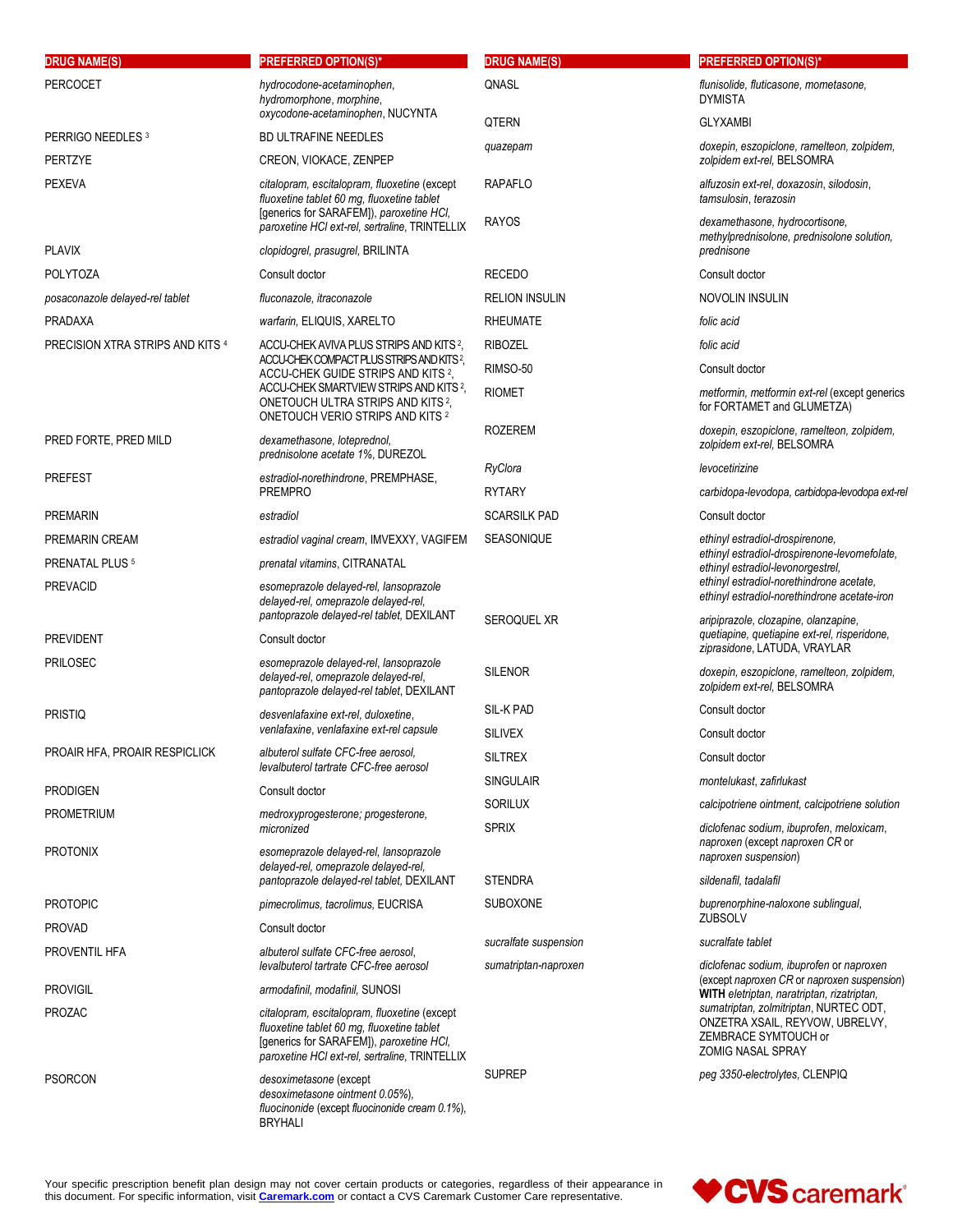| DRUG NAME(S) | PREFERRED OPTION(S)* |
|---|---|
| PERCOCET | *hydrocodone-acetaminophen, hydromorphone, morphine, oxycodone-acetaminophen,* NUCYNTA |
| PERRIGO NEEDLES [3] | BD ULTRAFINE NEEDLES |
| PERTZYE | CREON, VIOKACE, ZENPEP |
| PEXEVA | *citalopram, escitalopram, fluoxetine* (except *fluoxetine tablet 60 mg, fluoxetine tablet* [generics for SARAFEM]), *paroxetine HCl, paroxetine HCl ext-rel, sertraline,* TRINTELLIX |
| PLAVIX | *clopidogrel, prasugrel,* BRILINTA |
| POLYTOZA | Consult doctor |
| *posaconazole delayed-rel tablet* | *fluconazole, itraconazole* |
| PRADAXA | *warfarin,* ELIQUIS, XARELTO |
| PRECISION XTRA STRIPS AND KITS [4] | ACCU-CHEK AVIVA PLUS STRIPS AND KITS [2], ACCU-CHEK COMPACT PLUS STRIPS AND KITS [2], ACCU-CHEK GUIDE STRIPS AND KITS [2], ACCU-CHEK SMARTVIEW STRIPS AND KITS [2], ONETOUCH ULTRA STRIPS AND KITS [2], ONETOUCH VERIO STRIPS AND KITS [2] |
| PRED FORTE, PRED MILD | *dexamethasone, loteprednol, prednisolone acetate 1%,* DUREZOL |
| PREFEST | *estradiol-norethindrone,* PREMPHASE, PREMPRO |
| PREMARIN | *estradiol* |
| PREMARIN CREAM | *estradiol vaginal cream,* IMVEXXY, VAGIFEM |
| PRENATAL PLUS [5] | *prenatal vitamins,* CITRANATAL |
| PREVACID | *esomeprazole delayed-rel, lansoprazole delayed-rel, omeprazole delayed-rel, pantoprazole delayed-rel tablet,* DEXILANT |
| PREVIDENT | Consult doctor |
| PRILOSEC | *esomeprazole delayed-rel, lansoprazole delayed-rel, omeprazole delayed-rel, pantoprazole delayed-rel tablet,* DEXILANT |
| PRISTIQ | *desvenlafaxine ext-rel, duloxetine, venlafaxine, venlafaxine ext-rel capsule* |
| PROAIR HFA, PROAIR RESPICLICK | *albuterol sulfate CFC-free aerosol, levalbuterol tartrate CFC-free aerosol* |
| PRODIGEN | Consult doctor |
| PROMETRIUM | *medroxyprogesterone; progesterone, micronized* |
| PROTONIX | *esomeprazole delayed-rel, lansoprazole delayed-rel, omeprazole delayed-rel, pantoprazole delayed-rel tablet,* DEXILANT |
| PROTOPIC | *pimecrolimus, tacrolimus,* EUCRISA |
| PROVAD | Consult doctor |
| PROVENTIL HFA | *albuterol sulfate CFC-free aerosol, levalbuterol tartrate CFC-free aerosol* |
| PROVIGIL | *armodafinil, modafinil,* SUNOSI |
| PROZAC | *citalopram, escitalopram, fluoxetine* (except *fluoxetine tablet 60 mg, fluoxetine tablet* [generics for SARAFEM]), *paroxetine HCl, paroxetine HCl ext-rel, sertraline,* TRINTELLIX |
| PSORCON | *desoximetasone* (except *desoximetasone ointment 0.05%*), *fluocinonide* (except *fluocinonide cream 0.1%*), BRYHALI |
| QNASL | *flunisolide, fluticasone, mometasone,* DYMISTA |
| QTERN | GLYXAMBI |
| *quazepam* | *doxepin, eszopiclone, ramelteon, zolpidem, zolpidem ext-rel,* BELSOMRA |
| RAPAFLO | *alfuzosin ext-rel, doxazosin, silodosin, tamsulosin, terazosin* |
| RAYOS | *dexamethasone, hydrocortisone, methylprednisolone, prednisolone solution, prednisone* |
| RECEDO | Consult doctor |
| RELION INSULIN | NOVOLIN INSULIN |
| RHEUMATE | *folic acid* |
| RIBOZEL | *folic acid* |
| RIMSO-50 | Consult doctor |
| RIOMET | *metformin, metformin ext-rel* (except generics for FORTAMET and GLUMETZA) |
| ROZEREM | *doxepin, eszopiclone, ramelteon, zolpidem, zolpidem ext-rel,* BELSOMRA |
| *RyClora* | *levocetirizine* |
| RYTARY | *carbidopa-levodopa, carbidopa-levodopa ext-rel* |
| SCARSILK PAD | Consult doctor |
| SEASONIQUE | *ethinyl estradiol-drospirenone, ethinyl estradiol-drospirenone-levomefolate, ethinyl estradiol-levonorgestrel, ethinyl estradiol-norethindrone acetate, ethinyl estradiol-norethindrone acetate-iron* |
| SEROQUEL XR | *aripiprazole, clozapine, olanzapine, quetiapine, quetiapine ext-rel, risperidone, ziprasidone,* LATUDA, VRAYLAR |
| SILENOR | *doxepin, eszopiclone, ramelteon, zolpidem, zolpidem ext-rel,* BELSOMRA |
| SIL-K PAD | Consult doctor |
| SILIVEX | Consult doctor |
| SILTREX | Consult doctor |
| SINGULAIR | *montelukast, zafirlukast* |
| SORILUX | *calcipotriene ointment, calcipotriene solution* |
| SPRIX | *diclofenac sodium, ibuprofen, meloxicam, naproxen* (except *naproxen CR* or *naproxen suspension*) |
| STENDRA | *sildenafil, tadalafil* |
| SUBOXONE | *buprenorphine-naloxone sublingual,* ZUBSOLV |
| *sucralfate suspension* | *sucralfate tablet* |
| *sumatriptan-naproxen* | *diclofenac sodium, ibuprofen* or *naproxen* (except *naproxen CR* or *naproxen suspension*) **WITH** *eletriptan, naratriptan, rizatriptan, sumatriptan, zolmitriptan,* NURTEC ODT, ONZETRA XSAIL, REYVOW, UBRELVY, ZEMBRACE SYMTOUCH or ZOMIG NASAL SPRAY |
| SUPREP | *peg 3350-electrolytes,* CLENPIQ |

Your specific prescription benefit plan design may not cover certain products or categories, regardless of their appearance in this document. For specific information, visit **Caremark.com** or contact a CVS Caremark Customer Care representative.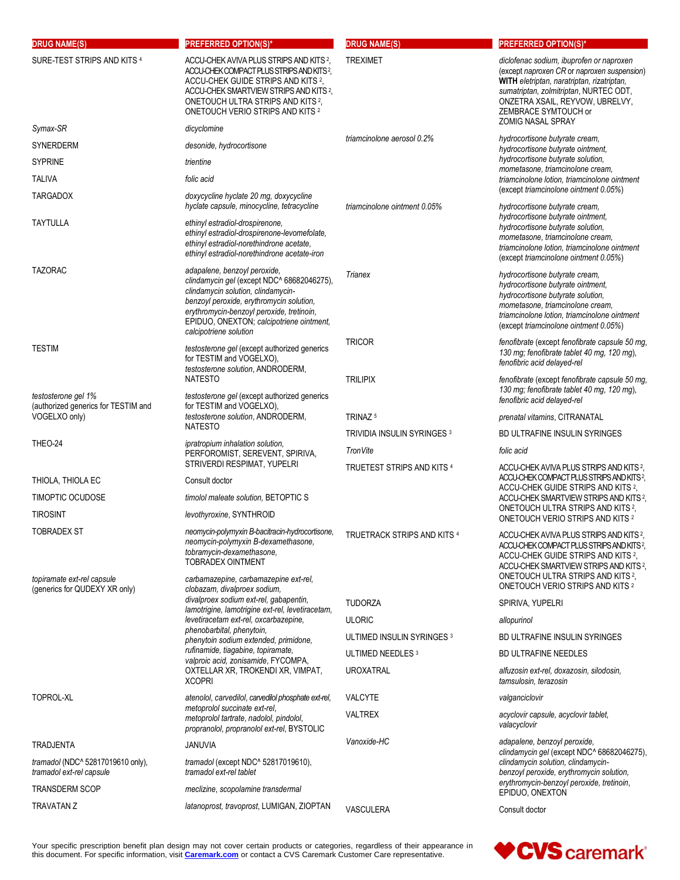| DRUG NAME(S) | PREFERRED OPTION(S)* |
|---|---|
| SURE-TEST STRIPS AND KITS [4] | ACCU-CHEK AVIVA PLUS STRIPS AND KITS [2], ACCU-CHEK COMPACT PLUS STRIPS AND KITS [2], ACCU-CHEK GUIDE STRIPS AND KITS [2], ACCU-CHEK SMARTVIEW STRIPS AND KITS [2], ONETOUCH ULTRA STRIPS AND KITS [2], ONETOUCH VERIO STRIPS AND KITS [2] |
| *Symax-SR* | *dicyclomine* |
| SYNERDERM | *desonide, hydrocortisone* |
| SYPRINE | *trientine* |
| TALIVA | *folic acid* |
| TARGADOX | *doxycycline hyclate 20 mg, doxycycline hyclate capsule, minocycline, tetracycline* |
| TAYTULLA | *ethinyl estradiol-drospirenone, ethinyl estradiol-drospirenone-levomefolate, ethinyl estradiol-norethindrone acetate, ethinyl estradiol-norethindrone acetate-iron* |
| TAZORAC | *adapalene, benzoyl peroxide, clindamycin gel* (except NDC^ 68682046275), *clindamycin solution, clindamycin-benzoyl peroxide, erythromycin solution, erythromycin-benzoyl peroxide, tretinoin*, EPIDUO, ONEXTON; *calcipotriene ointment, calcipotriene solution* |
| TESTIM | *testosterone gel* (except authorized generics for TESTIM and VOGELXO), *testosterone solution*, ANDRODERM, NATESTO |
| *testosterone gel 1%* (authorized generics for TESTIM and VOGELXO only) | *testosterone gel* (except authorized generics for TESTIM and VOGELXO), *testosterone solution*, ANDRODERM, NATESTO |
| THEO-24 | *ipratropium inhalation solution*, PERFOROMIST, SEREVENT, SPIRIVA, STRIVERDI RESPIMAT, YUPELRI |
| THIOLA, THIOLA EC | Consult doctor |
| TIMOPTIC OCUDOSE | *timolol maleate solution*, BETOPTIC S |
| TIROSINT | *levothyroxine*, SYNTHROID |
| TOBRADEX ST | *neomycin-polymyxin B-bacitracin-hydrocortisone, neomycin-polymyxin B-dexamethasone, tobramycin-dexamethasone*, TOBRADEX OINTMENT |
| *topiramate ext-rel capsule* (generics for QUDEXY XR only) | *carbamazepine, carbamazepine ext-rel, clobazam, divalproex sodium, divalproex sodium ext-rel, gabapentin, lamotrigine, lamotrigine ext-rel, levetiracetam, levetiracetam ext-rel, oxcarbazepine, phenobarbital, phenytoin, phenytoin sodium extended, primidone, rufinamide, tiagabine, topiramate, valproic acid, zonisamide*, FYCOMPA, OXTELLAR XR, TROKENDI XR, VIMPAT, XCOPRI |
| TOPROL-XL | *atenolol, carvedilol, carvedilol phosphate ext-rel, metoprolol succinate ext-rel, metoprolol tartrate, nadolol, pindolol, propranolol, propranolol ext-rel*, BYSTOLIC |
| TRADJENTA | JANUVIA |
| *tramadol* (NDC^ 52817019610 only), *tramadol ext-rel capsule* | *tramadol* (except NDC^ 52817019610), *tramadol ext-rel tablet* |
| TRANSDERM SCOP | *meclizine, scopolamine transdermal* |
| TRAVATAN Z | *latanoprost, travoprost*, LUMIGAN, ZIOPTAN |
| TREXIMET | *diclofenac sodium, ibuprofen or naproxen* (except *naproxen CR* or *naproxen suspension*) **WITH** *eletriptan, naratriptan, rizatriptan, sumatriptan, zolmitriptan*, NURTEC ODT, ONZETRA XSAIL, REYVOW, UBRELVY, ZEMBRACE SYMTOUCH or ZOMIG NASAL SPRAY |
| *triamcinolone aerosol 0.2%* | *hydrocortisone butyrate cream, hydrocortisone butyrate ointment, hydrocortisone butyrate solution, mometasone, triamcinolone cream, triamcinolone lotion, triamcinolone ointment* (except *triamcinolone ointment 0.05%*) |
| *triamcinolone ointment 0.05%* | *hydrocortisone butyrate cream, hydrocortisone butyrate ointment, hydrocortisone butyrate solution, mometasone, triamcinolone cream, triamcinolone lotion, triamcinolone ointment* (except *triamcinolone ointment 0.05%*) |
| *Trianex* | *hydrocortisone butyrate cream, hydrocortisone butyrate ointment, hydrocortisone butyrate solution, mometasone, triamcinolone cream, triamcinolone lotion, triamcinolone ointment* (except *triamcinolone ointment 0.05%*) |
| TRICOR | *fenofibrate* (except *fenofibrate capsule 50 mg, 130 mg; fenofibrate tablet 40 mg, 120 mg*), *fenofibric acid delayed-rel* |
| TRILIPIX | *fenofibrate* (except *fenofibrate capsule 50 mg, 130 mg; fenofibrate tablet 40 mg, 120 mg*), *fenofibric acid delayed-rel* |
| TRINAZ [5] | *prenatal vitamins*, CITRANATAL |
| TRIVIDIA INSULIN SYRINGES [3] | BD ULTRAFINE INSULIN SYRINGES |
| *TronVite* | *folic acid* |
| TRUETEST STRIPS AND KITS [4] | ACCU-CHEK AVIVA PLUS STRIPS AND KITS [2], ACCU-CHEK COMPACT PLUS STRIPS AND KITS [2], ACCU-CHEK GUIDE STRIPS AND KITS [2], ACCU-CHEK SMARTVIEW STRIPS AND KITS [2], ONETOUCH ULTRA STRIPS AND KITS [2], ONETOUCH VERIO STRIPS AND KITS [2] |
| TRUETRACK STRIPS AND KITS [4] | ACCU-CHEK AVIVA PLUS STRIPS AND KITS [2], ACCU-CHEK COMPACT PLUS STRIPS AND KITS [2], ACCU-CHEK GUIDE STRIPS AND KITS [2], ACCU-CHEK SMARTVIEW STRIPS AND KITS [2], ONETOUCH ULTRA STRIPS AND KITS [2], ONETOUCH VERIO STRIPS AND KITS [2] |
| TUDORZA | SPIRIVA, YUPELRI |
| ULORIC | *allopurinol* |
| ULTIMED INSULIN SYRINGES [3] | BD ULTRAFINE INSULIN SYRINGES |
| ULTIMED NEEDLES [3] | BD ULTRAFINE NEEDLES |
| UROXATRAL | *alfuzosin ext-rel, doxazosin, silodosin, tamsulosin, terazosin* |
| VALCYTE | *valganciclovir* |
| VALTREX | *acyclovir capsule, acyclovir tablet, valacyclovir* |
| *Vanoxide-HC* | *adapalene, benzoyl peroxide, clindamycin gel* (except NDC^ 68682046275), *clindamycin solution, clindamycin-benzoyl peroxide, erythromycin solution, erythromycin-benzoyl peroxide, tretinoin*, EPIDUO, ONEXTON |
| VASCULERA | Consult doctor |

Your specific prescription benefit plan design may not cover certain products or categories, regardless of their appearance in this document. For specific information, visit **Caremark.com** or contact a CVS Caremark Customer Care representative.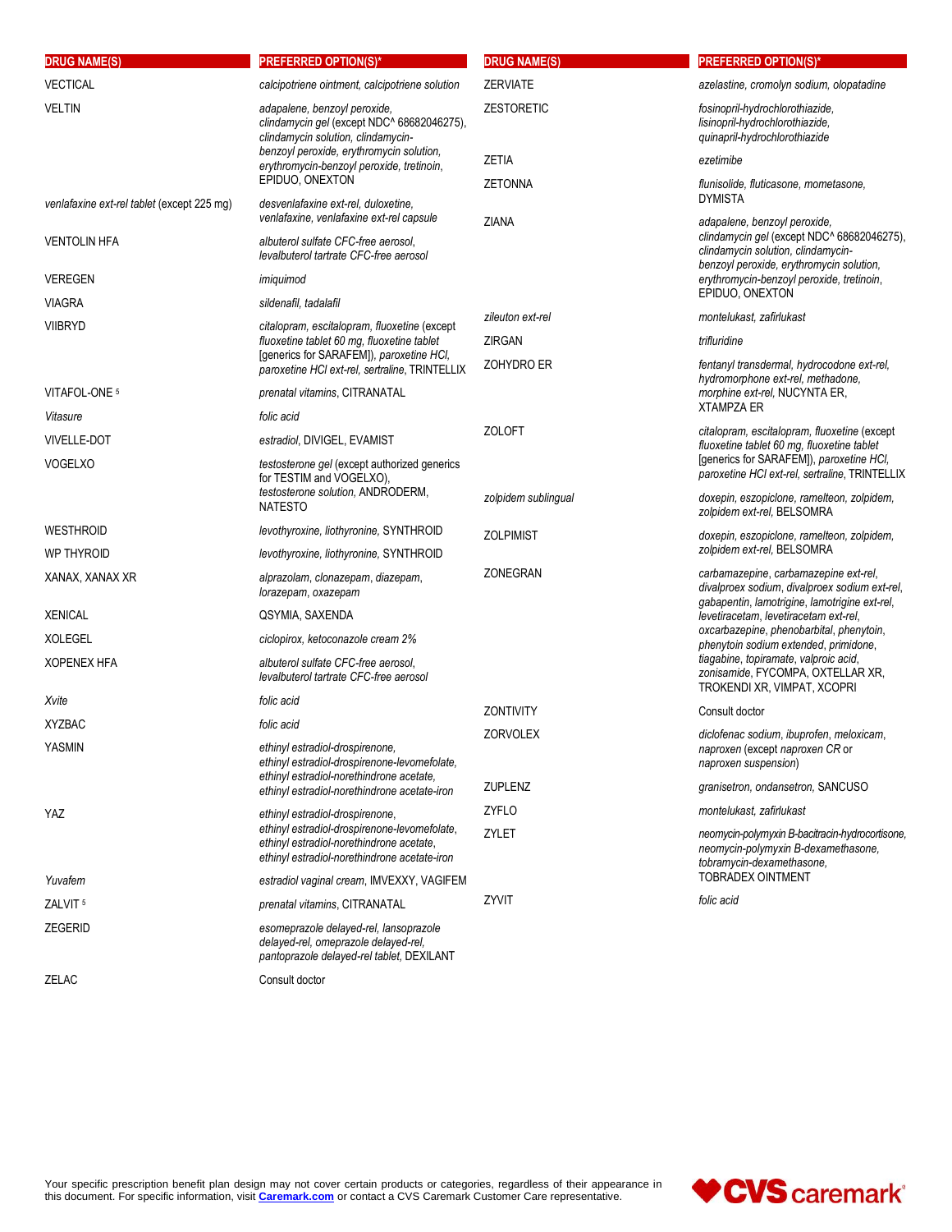| DRUG NAME(S) | PREFERRED OPTION(S)* |
|---|---|
| VECTICAL | *calcipotriene ointment, calcipotriene solution* |
| VELTIN | *adapalene, benzoyl peroxide, clindamycin gel* (except NDC^ 68682046275), *clindamycin solution, clindamycin-benzoyl peroxide, erythromycin solution, erythromycin-benzoyl peroxide, tretinoin*, EPIDUO, ONEXTON |
| *venlafaxine ext-rel tablet* (except 225 mg) | *desvenlafaxine ext-rel, duloxetine, venlafaxine, venlafaxine ext-rel capsule* |
| VENTOLIN HFA | *albuterol sulfate CFC-free aerosol, levalbuterol tartrate CFC-free aerosol* |
| VEREGEN | *imiquimod* |
| VIAGRA | *sildenafil, tadalafil* |
| VIIBRYD | *citalopram, escitalopram, fluoxetine* (except *fluoxetine tablet 60 mg, fluoxetine tablet* [generics for SARAFEM]), *paroxetine HCl, paroxetine HCl ext-rel, sertraline*, TRINTELLIX |
| VITAFOL-ONE [5] | *prenatal vitamins*, CITRANATAL |
| *Vitasure* | *folic acid* |
| VIVELLE-DOT | *estradiol*, DIVIGEL, EVAMIST |
| VOGELXO | *testosterone gel* (except authorized generics for TESTIM and VOGELXO), *testosterone solution*, ANDRODERM, NATESTO |
| WESTHROID | *levothyroxine, liothyronine*, SYNTHROID |
| WP THYROID | *levothyroxine, liothyronine*, SYNTHROID |
| XANAX, XANAX XR | *alprazolam, clonazepam, diazepam, lorazepam, oxazepam* |
| XENICAL | QSYMIA, SAXENDA |
| XOLEGEL | *ciclopirox, ketoconazole cream 2%* |
| XOPENEX HFA | *albuterol sulfate CFC-free aerosol, levalbuterol tartrate CFC-free aerosol* |
| *Xvite* | *folic acid* |
| XYZBAC | *folic acid* |
| YASMIN | *ethinyl estradiol-drospirenone, ethinyl estradiol-drospirenone-levomefolate, ethinyl estradiol-norethindrone acetate, ethinyl estradiol-norethindrone acetate-iron* |
| YAZ | *ethinyl estradiol-drospirenone, ethinyl estradiol-drospirenone-levomefolate, ethinyl estradiol-norethindrone acetate, ethinyl estradiol-norethindrone acetate-iron* |
| *Yuvafem* | *estradiol vaginal cream*, IMVEXXY, VAGIFEM |
| ZALVIT [5] | *prenatal vitamins*, CITRANATAL |
| ZEGERID | *esomeprazole delayed-rel, lansoprazole delayed-rel, omeprazole delayed-rel, pantoprazole delayed-rel tablet*, DEXILANT |
| ZELAC | Consult doctor |
| ZERVIATE | *azelastine, cromolyn sodium, olopatadine* |
| ZESTORETIC | *fosinopril-hydrochlorothiazide, lisinopril-hydrochlorothiazide, quinapril-hydrochlorothiazide* |
| ZETIA | *ezetimibe* |
| ZETONNA | *flunisolide, fluticasone, mometasone*, DYMISTA |
| ZIANA | *adapalene, benzoyl peroxide, clindamycin gel* (except NDC^ 68682046275), *clindamycin solution, clindamycin-benzoyl peroxide, erythromycin solution, erythromycin-benzoyl peroxide, tretinoin*, EPIDUO, ONEXTON |
| *zileuton ext-rel* | *montelukast, zafirlukast* |
| ZIRGAN | *trifluridine* |
| ZOHYDRO ER | *fentanyl transdermal, hydrocodone ext-rel, hydromorphone ext-rel, methadone, morphine ext-rel*, NUCYNTA ER, XTAMPZA ER |
| ZOLOFT | *citalopram, escitalopram, fluoxetine* (except *fluoxetine tablet 60 mg, fluoxetine tablet* [generics for SARAFEM]), *paroxetine HCl, paroxetine HCl ext-rel, sertraline*, TRINTELLIX |
| *zolpidem sublingual* | *doxepin, eszopiclone, ramelteon, zolpidem, zolpidem ext-rel*, BELSOMRA |
| ZOLPIMIST | *doxepin, eszopiclone, ramelteon, zolpidem, zolpidem ext-rel*, BELSOMRA |
| ZONEGRAN | *carbamazepine, carbamazepine ext-rel, divalproex sodium, divalproex sodium ext-rel, gabapentin, lamotrigine, lamotrigine ext-rel, levetiracetam, levetiracetam ext-rel, oxcarbazepine, phenobarbital, phenytoin, phenytoin sodium extended, primidone, tiagabine, topiramate, valproic acid, zonisamide*, FYCOMPA, OXTELLAR XR, TROKENDI XR, VIMPAT, XCOPRI |
| ZONTIVITY | Consult doctor |
| ZORVOLEX | *diclofenac sodium, ibuprofen, meloxicam, naproxen* (except *naproxen CR* or *naproxen suspension*) |
| ZUPLENZ | *granisetron, ondansetron*, SANCUSO |
| ZYFLO | *montelukast, zafirlukast* |
| ZYLET | *neomycin-polymyxin B-bacitracin-hydrocortisone, neomycin-polymyxin B-dexamethasone, tobramycin-dexamethasone*, TOBRADEX OINTMENT |
| ZYVIT | *folic acid* |

Your specific prescription benefit plan design may not cover certain products or categories, regardless of their appearance in this document. For specific information, visit **Caremark.com** or contact a CVS Caremark Customer Care representative.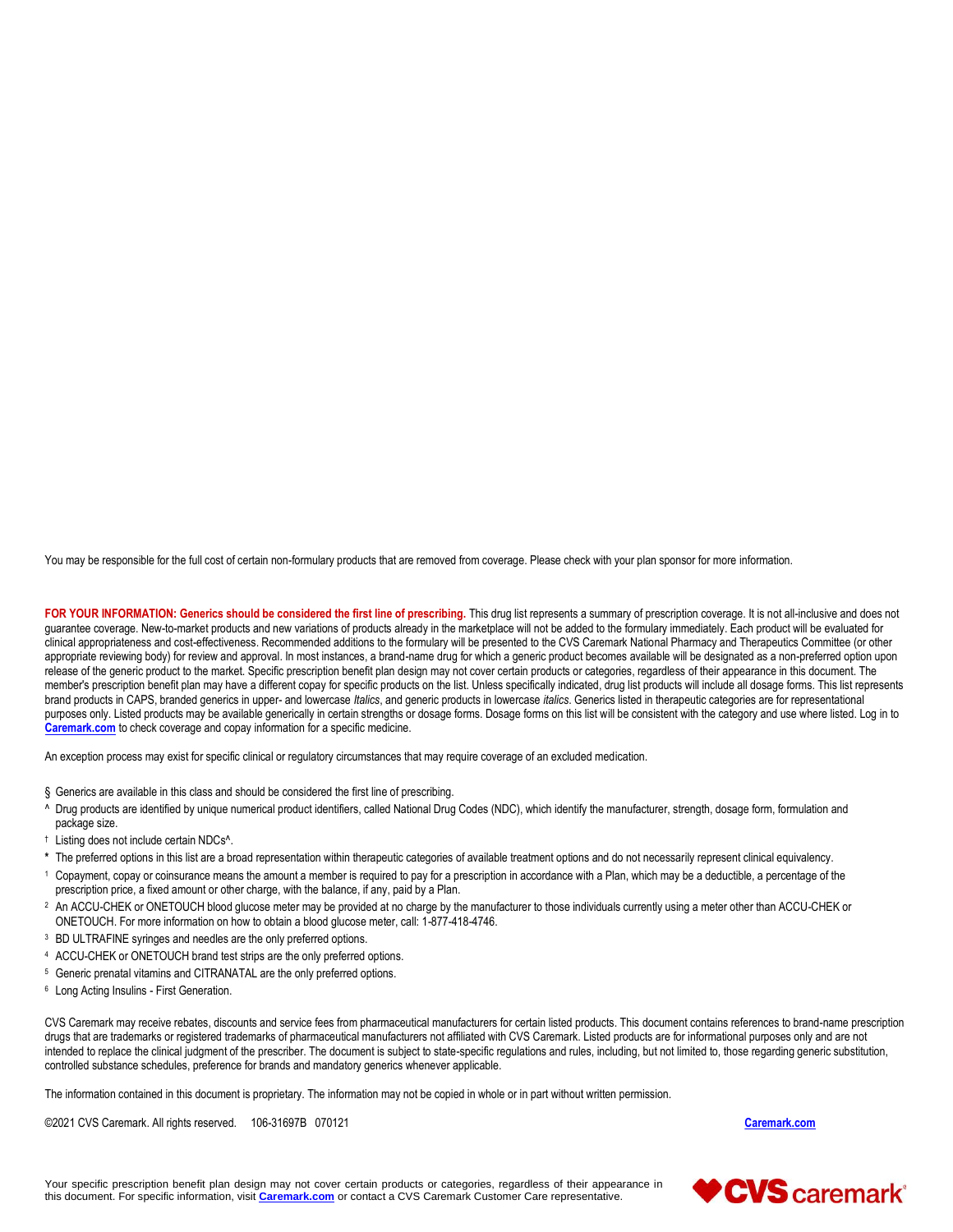You may be responsible for the full cost of certain non-formulary products that are removed from coverage. Please check with your plan sponsor for more information.

**FOR YOUR INFORMATION: Generics should be considered the first line of prescribing.** This drug list represents a summary of prescription coverage. It is not all-inclusive and does not guarantee coverage. New-to-market products and new variations of products already in the marketplace will not be added to the formulary immediately. Each product will be evaluated for clinical appropriateness and cost-effectiveness. Recommended additions to the formulary will be presented to the CVS Caremark National Pharmacy and Therapeutics Committee (or other appropriate reviewing body) for review and approval. In most instances, a brand-name drug for which a generic product becomes available will be designated as a non-preferred option upon release of the generic product to the market. Specific prescription benefit plan design may not cover certain products or categories, regardless of their appearance in this document. The member's prescription benefit plan may have a different copay for specific products on the list. Unless specifically indicated, drug list products will include all dosage forms. This list represents brand products in CAPS, branded generics in upper- and lowercase *Italics*, and generic products in lowercase *italics*. Generics listed in therapeutic categories are for representational purposes only. Listed products may be available generically in certain strengths or dosage forms. Dosage forms on this list will be consistent with the category and use where listed. Log in to **Caremark.com** to check coverage and copay information for a specific medicine.

An exception process may exist for specific clinical or regulatory circumstances that may require coverage of an excluded medication.

§ Generics are available in this class and should be considered the first line of prescribing.

^ Drug products are identified by unique numerical product identifiers, called National Drug Codes (NDC), which identify the manufacturer, strength, dosage form, formulation and package size.

† Listing does not include certain NDCs^.

* The preferred options in this list are a broad representation within therapeutic categories of available treatment options and do not necessarily represent clinical equivalency.

[1] Copayment, copay or coinsurance means the amount a member is required to pay for a prescription in accordance with a Plan, which may be a deductible, a percentage of the prescription price, a fixed amount or other charge, with the balance, if any, paid by a Plan.

[2] An ACCU-CHEK or ONETOUCH blood glucose meter may be provided at no charge by the manufacturer to those individuals currently using a meter other than ACCU-CHEK or ONETOUCH. For more information on how to obtain a blood glucose meter, call: 1-877-418-4746.

[3] BD ULTRAFINE syringes and needles are the only preferred options.

[4] ACCU-CHEK or ONETOUCH brand test strips are the only preferred options.

[5] Generic prenatal vitamins and CITRANATAL are the only preferred options.

[6] Long Acting Insulins - First Generation.

CVS Caremark may receive rebates, discounts and service fees from pharmaceutical manufacturers for certain listed products. This document contains references to brand-name prescription drugs that are trademarks or registered trademarks of pharmaceutical manufacturers not affiliated with CVS Caremark. Listed products are for informational purposes only and are not intended to replace the clinical judgment of the prescriber. The document is subject to state-specific regulations and rules, including, but not limited to, those regarding generic substitution, controlled substance schedules, preference for brands and mandatory generics whenever applicable.

The information contained in this document is proprietary. The information may not be copied in whole or in part without written permission.

©2021 CVS Caremark. All rights reserved. 106-31697B 070121 **Caremark.com**

Your specific prescription benefit plan design may not cover certain products or categories, regardless of their appearance in this document. For specific information, visit **Caremark.com** or contact a CVS Caremark Customer Care representative.

CVS caremark